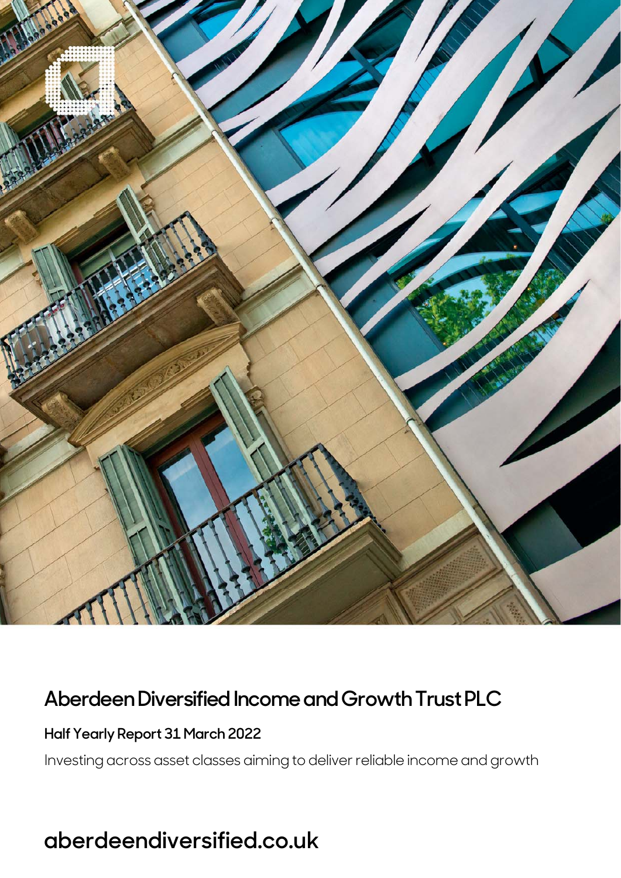# Aberdeen Diversified Income and Growth Trust PLC

## Half Yearly Report 31 March 2022

Investing across asset classes aiming to deliver reliable income and growth

## aberdeendiversified.co.uk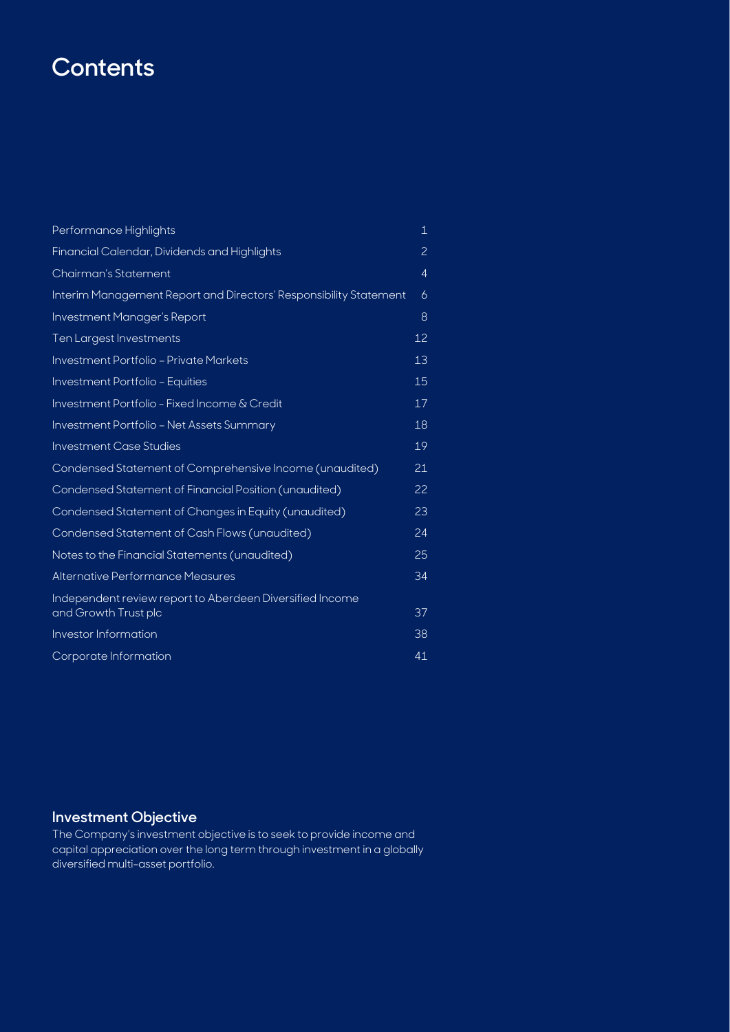# Contents

| | |
|---|---|
| Performance Highlights | 1 |
| Financial Calendar, Dividends and Highlights | 2 |
| Chairman's Statement | 4 |
| Interim Management Report and Directors' Responsibility Statement | 6 |
| Investment Manager's Report | 8 |
| Ten Largest Investments | 12 |
| Investment Portfolio – Private Markets | 13 |
| Investment Portfolio – Equities | 15 |
| Investment Portfolio – Fixed Income & Credit | 17 |
| Investment Portfolio – Net Assets Summary | 18 |
| Investment Case Studies | 19 |
| Condensed Statement of Comprehensive Income (unaudited) | 21 |
| Condensed Statement of Financial Position (unaudited) | 22 |
| Condensed Statement of Changes in Equity (unaudited) | 23 |
| Condensed Statement of Cash Flows (unaudited) | 24 |
| Notes to the Financial Statements (unaudited) | 25 |
| Alternative Performance Measures | 34 |
| Independent review report to Aberdeen Diversified Income and Growth Trust plc | 37 |
| Investor Information | 38 |
| Corporate Information | 41 |

## Investment Objective

The Company's investment objective is to seek to provide income and capital appreciation over the long term through investment in a globally diversified multi-asset portfolio.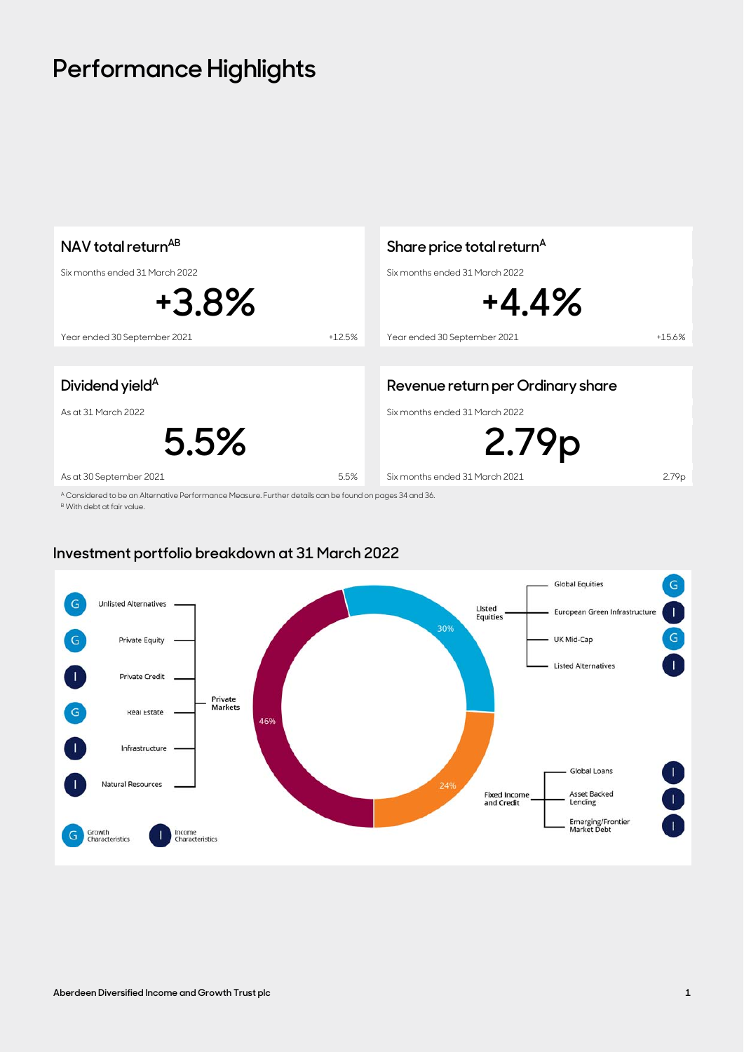# Performance Highlights

### NAV total return[A][B]

Six months ended 31 March 2022

**+3.8%**

Year ended 30 September 2021 +12.5%

### Share price total return[A]

Six months ended 31 March 2022

**+4.4%**

Year ended 30 September 2021 +15.6%

### Dividend yield[A]

As at 31 March 2022

**5.5%**

As at 30 September 2021 5.5%

### Revenue return per Ordinary share

Six months ended 31 March 2022

**2.79p**

Six months ended 31 March 2021 2.79p

[A] Considered to be an Alternative Performance Measure. Further details can be found on pages 34 and 36.
[B] With debt at fair value.

## Investment portfolio breakdown at 31 March 2022

Private Markets 46%
- G Unlisted Alternatives
- G Private Equity
- I Private Credit
- G Real Estate
- I Infrastructure
- I Natural Resources

Listed Equities 30%
- G Global Equities
- I European Green Infrastructure
- G UK Mid-Cap
- I Listed Alternatives

Fixed Income and Credit 24%
- I Global Loans
- I Asset Backed Lending
- I Emerging/Frontier Market Debt

G Growth Characteristics
I Income Characteristics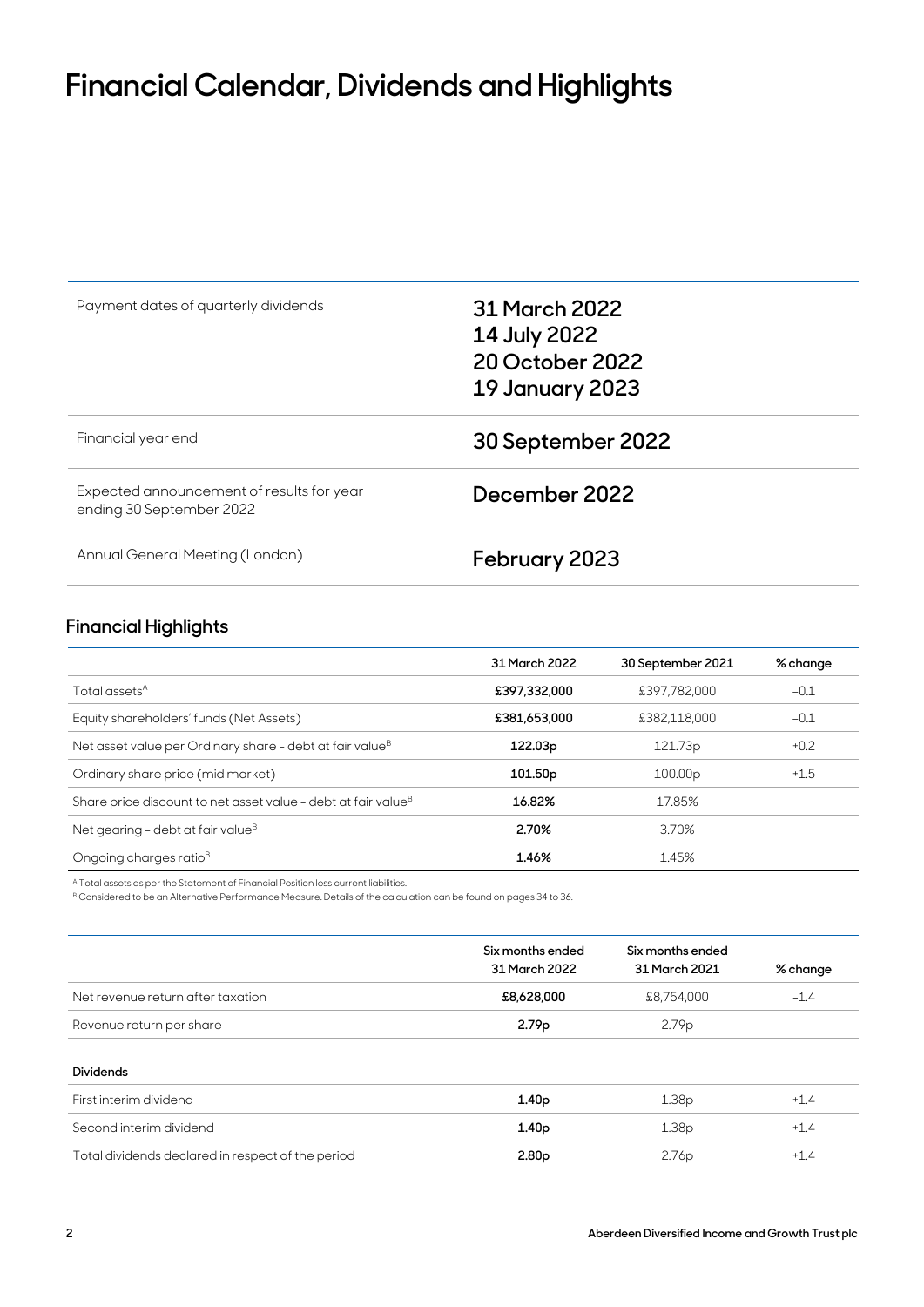# Financial Calendar, Dividends and Highlights

| | |
|---|---|
| Payment dates of quarterly dividends | **31 March 2022**<br>**14 July 2022**<br>**20 October 2022**<br>**19 January 2023** |
| Financial year end | **30 September 2022** |
| Expected announcement of results for year ending 30 September 2022 | **December 2022** |
| Annual General Meeting (London) | **February 2023** |

## Financial Highlights

| | 31 March 2022 | 30 September 2021 | % change |
|---|---|---|---|
| Total assets[A] | **£397,332,000** | £397,782,000 | −0.1 |
| Equity shareholders' funds (Net Assets) | **£381,653,000** | £382,118,000 | −0.1 |
| Net asset value per Ordinary share – debt at fair value[B] | **122.03p** | 121.73p | +0.2 |
| Ordinary share price (mid market) | **101.50p** | 100.00p | +1.5 |
| Share price discount to net asset value – debt at fair value[B] | **16.82%** | 17.85% | |
| Net gearing – debt at fair value[B] | **2.70%** | 3.70% | |
| Ongoing charges ratio[B] | **1.46%** | 1.45% | |

[A] Total assets as per the Statement of Financial Position less current liabilities.
[B] Considered to be an Alternative Performance Measure. Details of the calculation can be found on pages 34 to 36.

| | Six months ended 31 March 2022 | Six months ended 31 March 2021 | % change |
|---|---|---|---|
| Net revenue return after taxation | **£8,628,000** | £8,754,000 | −1.4 |
| Revenue return per share | **2.79p** | 2.79p | – |
| **Dividends** | | | |
| First interim dividend | **1.40p** | 1.38p | +1.4 |
| Second interim dividend | **1.40p** | 1.38p | +1.4 |
| Total dividends declared in respect of the period | **2.80p** | 2.76p | +1.4 |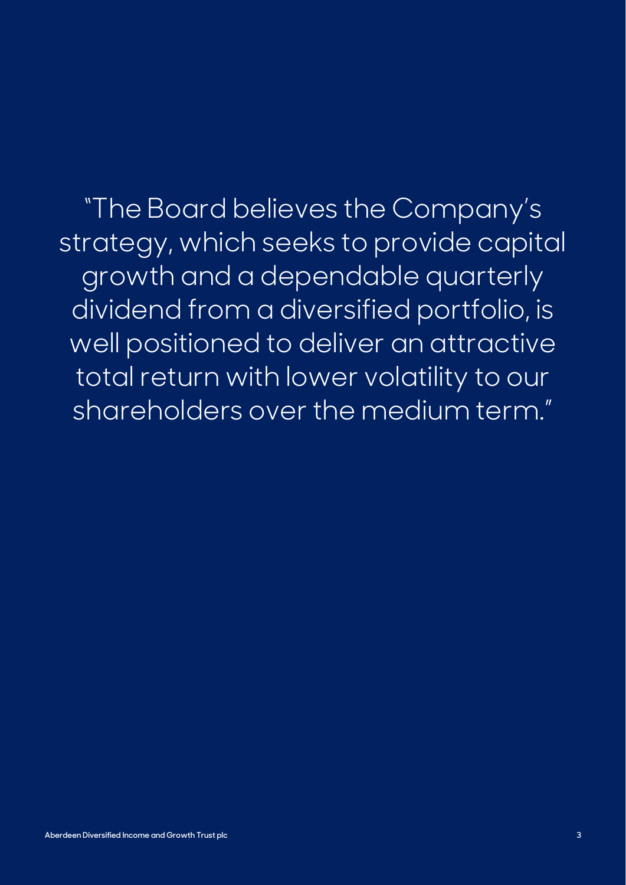"The Board believes the Company's strategy, which seeks to provide capital growth and a dependable quarterly dividend from a diversified portfolio, is well positioned to deliver an attractive total return with lower volatility to our shareholders over the medium term."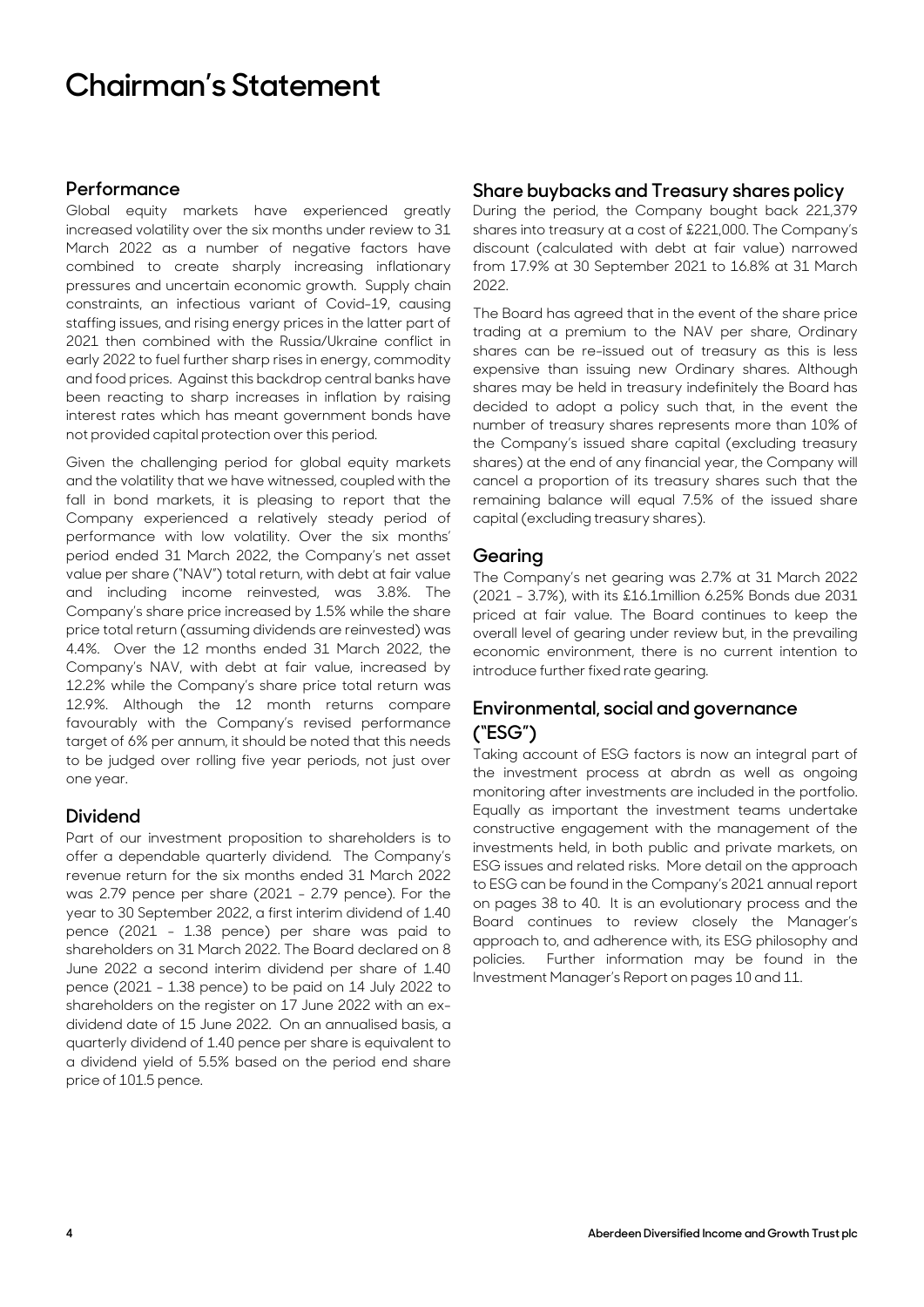# Chairman's Statement

## Performance

Global equity markets have experienced greatly increased volatility over the six months under review to 31 March 2022 as a number of negative factors have combined to create sharply increasing inflationary pressures and uncertain economic growth. Supply chain constraints, an infectious variant of Covid-19, causing staffing issues, and rising energy prices in the latter part of 2021 then combined with the Russia/Ukraine conflict in early 2022 to fuel further sharp rises in energy, commodity and food prices. Against this backdrop central banks have been reacting to sharp increases in inflation by raising interest rates which has meant government bonds have not provided capital protection over this period.

Given the challenging period for global equity markets and the volatility that we have witnessed, coupled with the fall in bond markets, it is pleasing to report that the Company experienced a relatively steady period of performance with low volatility. Over the six months' period ended 31 March 2022, the Company's net asset value per share ("NAV") total return, with debt at fair value and including income reinvested, was 3.8%. The Company's share price increased by 1.5% while the share price total return (assuming dividends are reinvested) was 4.4%. Over the 12 months ended 31 March 2022, the Company's NAV, with debt at fair value, increased by 12.2% while the Company's share price total return was 12.9%. Although the 12 month returns compare favourably with the Company's revised performance target of 6% per annum, it should be noted that this needs to be judged over rolling five year periods, not just over one year.

## Dividend

Part of our investment proposition to shareholders is to offer a dependable quarterly dividend. The Company's revenue return for the six months ended 31 March 2022 was 2.79 pence per share (2021 - 2.79 pence). For the year to 30 September 2022, a first interim dividend of 1.40 pence (2021 - 1.38 pence) per share was paid to shareholders on 31 March 2022. The Board declared on 8 June 2022 a second interim dividend per share of 1.40 pence (2021 - 1.38 pence) to be paid on 14 July 2022 to shareholders on the register on 17 June 2022 with an ex-dividend date of 15 June 2022. On an annualised basis, a quarterly dividend of 1.40 pence per share is equivalent to a dividend yield of 5.5% based on the period end share price of 101.5 pence.

## Share buybacks and Treasury shares policy

During the period, the Company bought back 221,379 shares into treasury at a cost of £221,000. The Company's discount (calculated with debt at fair value) narrowed from 17.9% at 30 September 2021 to 16.8% at 31 March 2022.

The Board has agreed that in the event of the share price trading at a premium to the NAV per share, Ordinary shares can be re-issued out of treasury as this is less expensive than issuing new Ordinary shares. Although shares may be held in treasury indefinitely the Board has decided to adopt a policy such that, in the event the number of treasury shares represents more than 10% of the Company's issued share capital (excluding treasury shares) at the end of any financial year, the Company will cancel a proportion of its treasury shares such that the remaining balance will equal 7.5% of the issued share capital (excluding treasury shares).

## Gearing

The Company's net gearing was 2.7% at 31 March 2022 (2021 - 3.7%), with its £16.1million 6.25% Bonds due 2031 priced at fair value. The Board continues to keep the overall level of gearing under review but, in the prevailing economic environment, there is no current intention to introduce further fixed rate gearing.

## Environmental, social and governance ("ESG")

Taking account of ESG factors is now an integral part of the investment process at abrdn as well as ongoing monitoring after investments are included in the portfolio. Equally as important the investment teams undertake constructive engagement with the management of the investments held, in both public and private markets, on ESG issues and related risks. More detail on the approach to ESG can be found in the Company's 2021 annual report on pages 38 to 40. It is an evolutionary process and the Board continues to review closely the Manager's approach to, and adherence with, its ESG philosophy and policies. Further information may be found in the Investment Manager's Report on pages 10 and 11.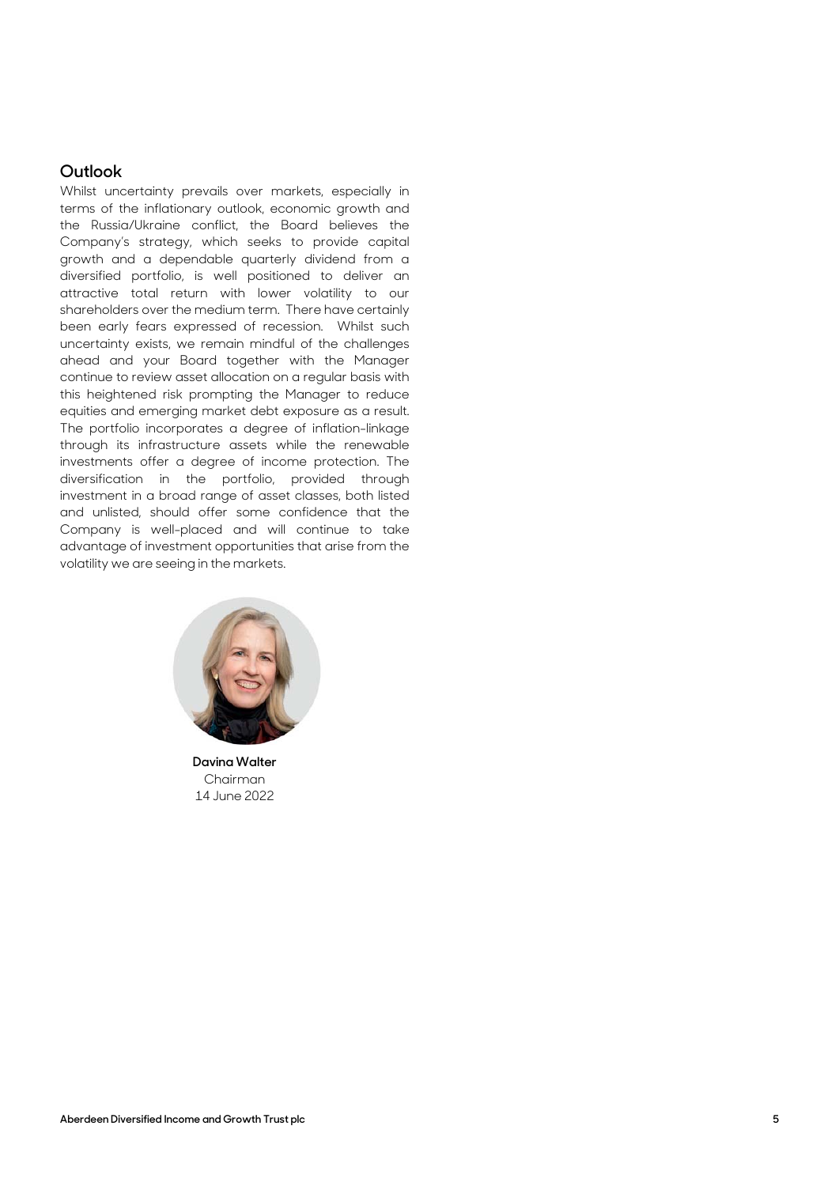## Outlook

Whilst uncertainty prevails over markets, especially in terms of the inflationary outlook, economic growth and the Russia/Ukraine conflict, the Board believes the Company's strategy, which seeks to provide capital growth and a dependable quarterly dividend from a diversified portfolio, is well positioned to deliver an attractive total return with lower volatility to our shareholders over the medium term. There have certainly been early fears expressed of recession. Whilst such uncertainty exists, we remain mindful of the challenges ahead and your Board together with the Manager continue to review asset allocation on a regular basis with this heightened risk prompting the Manager to reduce equities and emerging market debt exposure as a result. The portfolio incorporates a degree of inflation-linkage through its infrastructure assets while the renewable investments offer a degree of income protection. The diversification in the portfolio, provided through investment in a broad range of asset classes, both listed and unlisted, should offer some confidence that the Company is well-placed and will continue to take advantage of investment opportunities that arise from the volatility we are seeing in the markets.

**Davina Walter**
Chairman
14 June 2022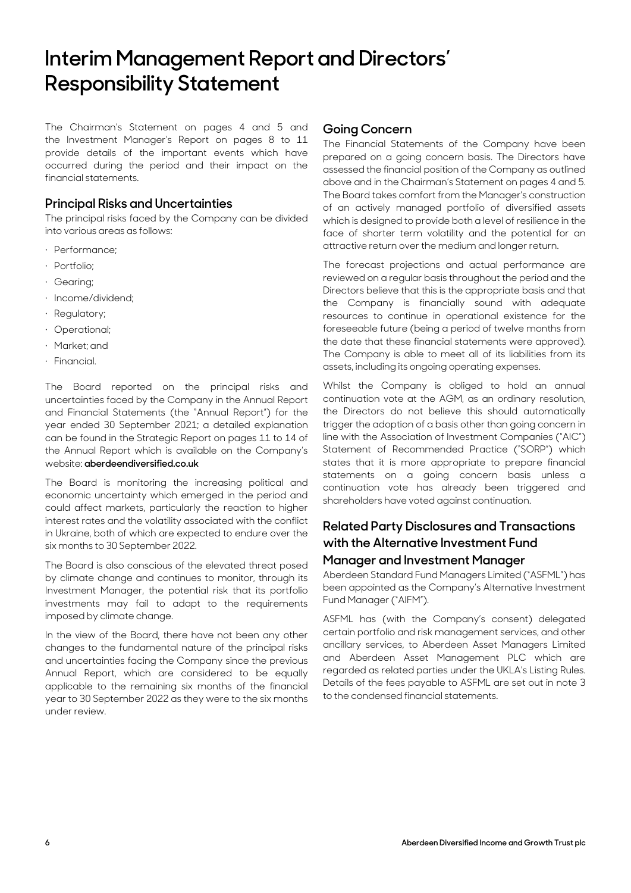# Interim Management Report and Directors' Responsibility Statement

The Chairman's Statement on pages 4 and 5 and the Investment Manager's Report on pages 8 to 11 provide details of the important events which have occurred during the period and their impact on the financial statements.

## Principal Risks and Uncertainties

The principal risks faced by the Company can be divided into various areas as follows:

- Performance;
- Portfolio;
- Gearing;
- Income/dividend;
- Regulatory;
- Operational;
- Market; and
- Financial.

The Board reported on the principal risks and uncertainties faced by the Company in the Annual Report and Financial Statements (the "Annual Report") for the year ended 30 September 2021; a detailed explanation can be found in the Strategic Report on pages 11 to 14 of the Annual Report which is available on the Company's website: **aberdeendiversified.co.uk**

The Board is monitoring the increasing political and economic uncertainty which emerged in the period and could affect markets, particularly the reaction to higher interest rates and the volatility associated with the conflict in Ukraine, both of which are expected to endure over the six months to 30 September 2022.

The Board is also conscious of the elevated threat posed by climate change and continues to monitor, through its Investment Manager, the potential risk that its portfolio investments may fail to adapt to the requirements imposed by climate change.

In the view of the Board, there have not been any other changes to the fundamental nature of the principal risks and uncertainties facing the Company since the previous Annual Report, which are considered to be equally applicable to the remaining six months of the financial year to 30 September 2022 as they were to the six months under review.

## Going Concern

The Financial Statements of the Company have been prepared on a going concern basis. The Directors have assessed the financial position of the Company as outlined above and in the Chairman's Statement on pages 4 and 5. The Board takes comfort from the Manager's construction of an actively managed portfolio of diversified assets which is designed to provide both a level of resilience in the face of shorter term volatility and the potential for an attractive return over the medium and longer return.

The forecast projections and actual performance are reviewed on a regular basis throughout the period and the Directors believe that this is the appropriate basis and that the Company is financially sound with adequate resources to continue in operational existence for the foreseeable future (being a period of twelve months from the date that these financial statements were approved). The Company is able to meet all of its liabilities from its assets, including its ongoing operating expenses.

Whilst the Company is obliged to hold an annual continuation vote at the AGM, as an ordinary resolution, the Directors do not believe this should automatically trigger the adoption of a basis other than going concern in line with the Association of Investment Companies ("AIC") Statement of Recommended Practice ("SORP") which states that it is more appropriate to prepare financial statements on a going concern basis unless a continuation vote has already been triggered and shareholders have voted against continuation.

## Related Party Disclosures and Transactions with the Alternative Investment Fund Manager and Investment Manager

Aberdeen Standard Fund Managers Limited ("ASFML") has been appointed as the Company's Alternative Investment Fund Manager ("AIFM").

ASFML has (with the Company's consent) delegated certain portfolio and risk management services, and other ancillary services, to Aberdeen Asset Managers Limited and Aberdeen Asset Management PLC which are regarded as related parties under the UKLA's Listing Rules. Details of the fees payable to ASFML are set out in note 3 to the condensed financial statements.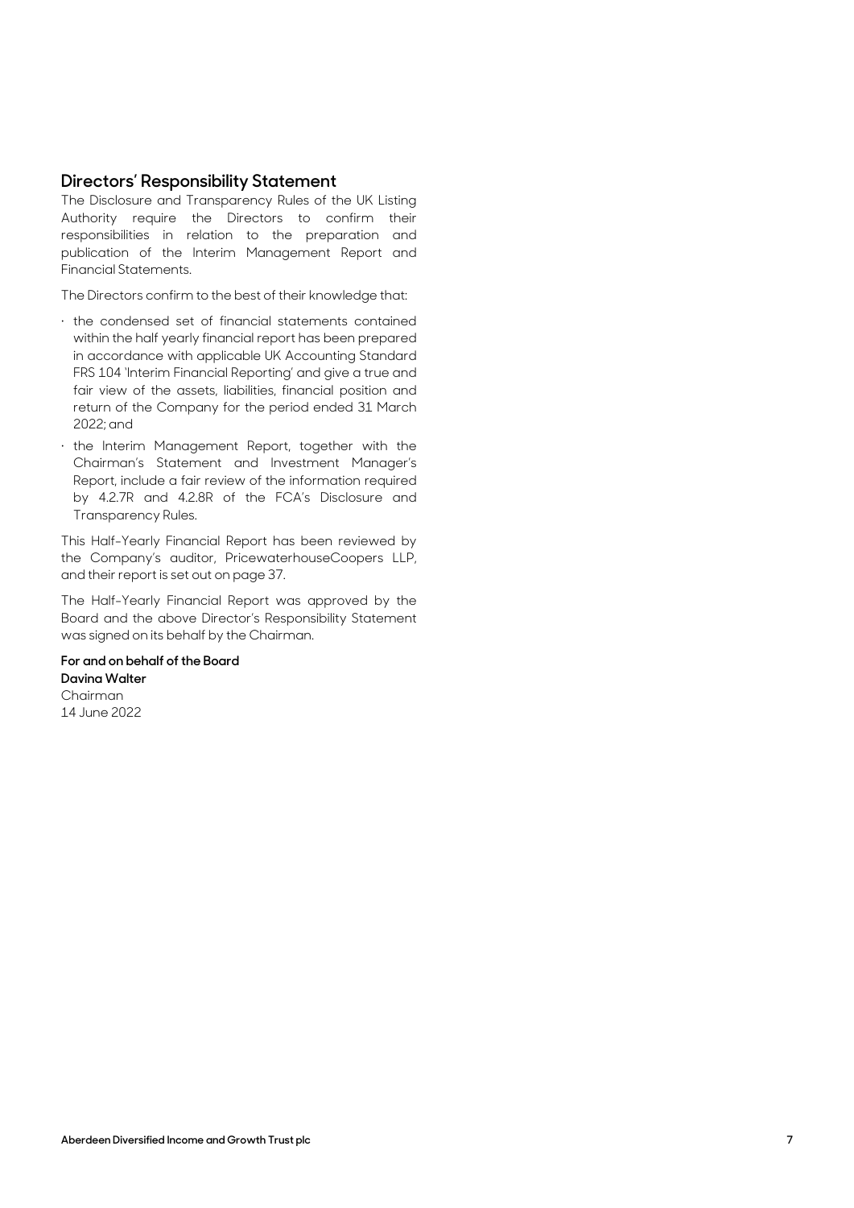## Directors' Responsibility Statement

The Disclosure and Transparency Rules of the UK Listing Authority require the Directors to confirm their responsibilities in relation to the preparation and publication of the Interim Management Report and Financial Statements.

The Directors confirm to the best of their knowledge that:

- the condensed set of financial statements contained within the half yearly financial report has been prepared in accordance with applicable UK Accounting Standard FRS 104 'Interim Financial Reporting' and give a true and fair view of the assets, liabilities, financial position and return of the Company for the period ended 31 March 2022; and
- the Interim Management Report, together with the Chairman's Statement and Investment Manager's Report, include a fair review of the information required by 4.2.7R and 4.2.8R of the FCA's Disclosure and Transparency Rules.

This Half-Yearly Financial Report has been reviewed by the Company's auditor, PricewaterhouseCoopers LLP, and their report is set out on page 37.

The Half-Yearly Financial Report was approved by the Board and the above Director's Responsibility Statement was signed on its behalf by the Chairman.

**For and on behalf of the Board**
**Davina Walter**
Chairman
14 June 2022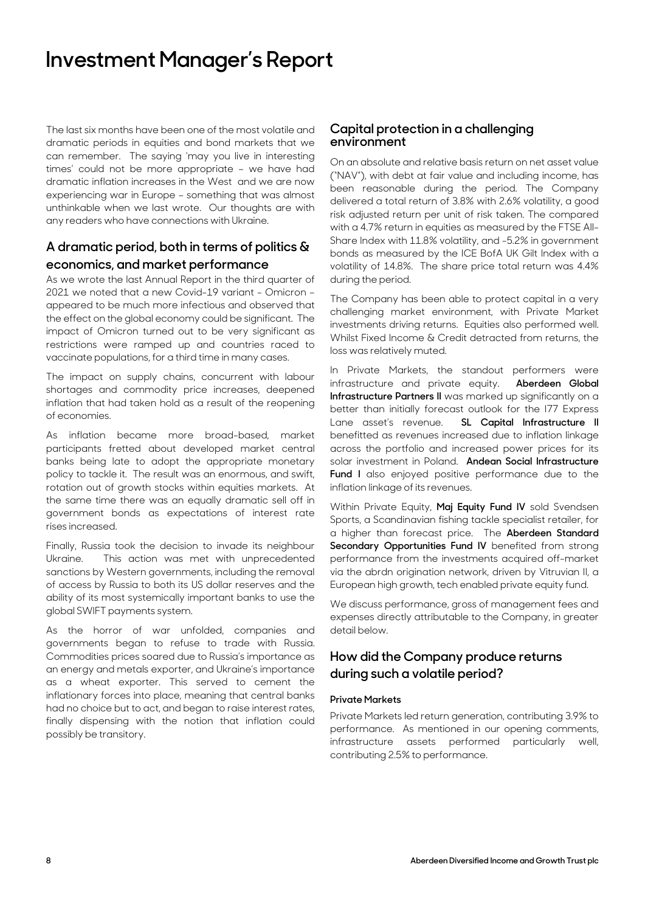# Investment Manager's Report

The last six months have been one of the most volatile and dramatic periods in equities and bond markets that we can remember. The saying 'may you live in interesting times' could not be more appropriate – we have had dramatic inflation increases in the West and we are now experiencing war in Europe – something that was almost unthinkable when we last wrote. Our thoughts are with any readers who have connections with Ukraine.

## A dramatic period, both in terms of politics & economics, and market performance

As we wrote the last Annual Report in the third quarter of 2021 we noted that a new Covid-19 variant – Omicron – appeared to be much more infectious and observed that the effect on the global economy could be significant. The impact of Omicron turned out to be very significant as restrictions were ramped up and countries raced to vaccinate populations, for a third time in many cases.

The impact on supply chains, concurrent with labour shortages and commodity price increases, deepened inflation that had taken hold as a result of the reopening of economies.

As inflation became more broad-based, market participants fretted about developed market central banks being late to adopt the appropriate monetary policy to tackle it. The result was an enormous, and swift, rotation out of growth stocks within equities markets. At the same time there was an equally dramatic sell off in government bonds as expectations of interest rate rises increased.

Finally, Russia took the decision to invade its neighbour Ukraine. This action was met with unprecedented sanctions by Western governments, including the removal of access by Russia to both its US dollar reserves and the ability of its most systemically important banks to use the global SWIFT payments system.

As the horror of war unfolded, companies and governments began to refuse to trade with Russia. Commodities prices soared due to Russia's importance as an energy and metals exporter, and Ukraine's importance as a wheat exporter. This served to cement the inflationary forces into place, meaning that central banks had no choice but to act, and began to raise interest rates, finally dispensing with the notion that inflation could possibly be transitory.

## Capital protection in a challenging environment

On an absolute and relative basis return on net asset value ("NAV"), with debt at fair value and including income, has been reasonable during the period. The Company delivered a total return of 3.8% with 2.6% volatility, a good risk adjusted return per unit of risk taken. The compared with a 4.7% return in equities as measured by the FTSE All-Share Index with 11.8% volatility, and -5.2% in government bonds as measured by the ICE BofA UK Gilt Index with a volatility of 14.8%. The share price total return was 4.4% during the period.

The Company has been able to protect capital in a very challenging market environment, with Private Market investments driving returns. Equities also performed well. Whilst Fixed Income & Credit detracted from returns, the loss was relatively muted.

In Private Markets, the standout performers were infrastructure and private equity. **Aberdeen Global Infrastructure Partners II** was marked up significantly on a better than initially forecast outlook for the I77 Express Lane asset's revenue. **SL Capital Infrastructure II** benefitted as revenues increased due to inflation linkage across the portfolio and increased power prices for its solar investment in Poland. **Andean Social Infrastructure Fund I** also enjoyed positive performance due to the inflation linkage of its revenues.

Within Private Equity, **Maj Equity Fund IV** sold Svendsen Sports, a Scandinavian fishing tackle specialist retailer, for a higher than forecast price. The **Aberdeen Standard Secondary Opportunities Fund IV** benefited from strong performance from the investments acquired off-market via the abrdn origination network, driven by Vitruvian II, a European high growth, tech enabled private equity fund.

We discuss performance, gross of management fees and expenses directly attributable to the Company, in greater detail below.

## How did the Company produce returns during such a volatile period?

### Private Markets

Private Markets led return generation, contributing 3.9% to performance. As mentioned in our opening comments, infrastructure assets performed particularly well, contributing 2.5% to performance.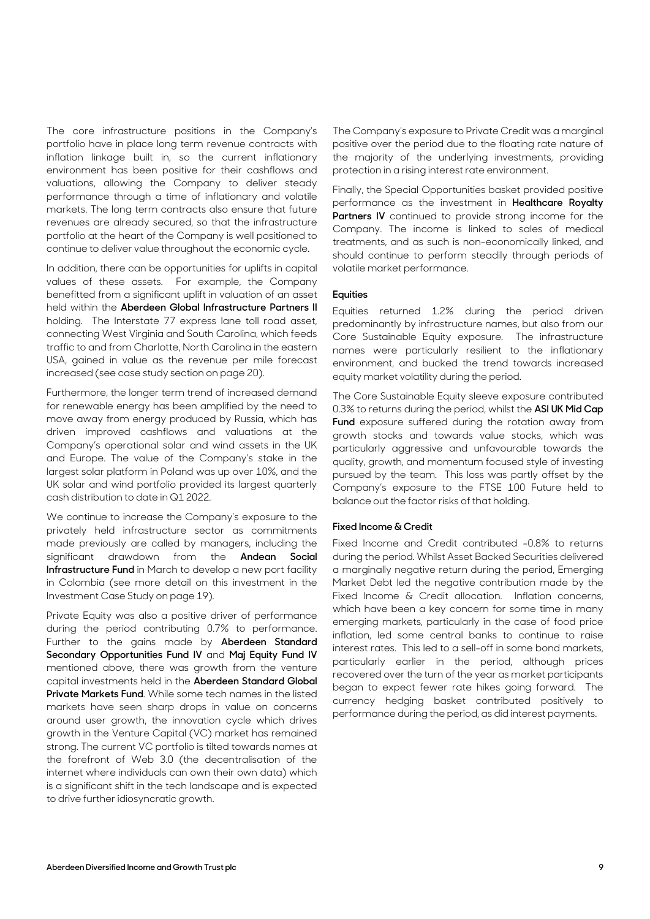The core infrastructure positions in the Company's portfolio have in place long term revenue contracts with inflation linkage built in, so the current inflationary environment has been positive for their cashflows and valuations, allowing the Company to deliver steady performance through a time of inflationary and volatile markets. The long term contracts also ensure that future revenues are already secured, so that the infrastructure portfolio at the heart of the Company is well positioned to continue to deliver value throughout the economic cycle.

In addition, there can be opportunities for uplifts in capital values of these assets. For example, the Company benefitted from a significant uplift in valuation of an asset held within the **Aberdeen Global Infrastructure Partners II** holding. The Interstate 77 express lane toll road asset, connecting West Virginia and South Carolina, which feeds traffic to and from Charlotte, North Carolina in the eastern USA, gained in value as the revenue per mile forecast increased (see case study section on page 20).

Furthermore, the longer term trend of increased demand for renewable energy has been amplified by the need to move away from energy produced by Russia, which has driven improved cashflows and valuations at the Company's operational solar and wind assets in the UK and Europe. The value of the Company's stake in the largest solar platform in Poland was up over 10%, and the UK solar and wind portfolio provided its largest quarterly cash distribution to date in Q1 2022.

We continue to increase the Company's exposure to the privately held infrastructure sector as commitments made previously are called by managers, including the significant drawdown from the **Andean Social Infrastructure Fund** in March to develop a new port facility in Colombia (see more detail on this investment in the Investment Case Study on page 19).

Private Equity was also a positive driver of performance during the period contributing 0.7% to performance. Further to the gains made by **Aberdeen Standard Secondary Opportunities Fund IV** and **Maj Equity Fund IV** mentioned above, there was growth from the venture capital investments held in the **Aberdeen Standard Global Private Markets Fund**. While some tech names in the listed markets have seen sharp drops in value on concerns around user growth, the innovation cycle which drives growth in the Venture Capital (VC) market has remained strong. The current VC portfolio is tilted towards names at the forefront of Web 3.0 (the decentralisation of the internet where individuals can own their own data) which is a significant shift in the tech landscape and is expected to drive further idiosyncratic growth.

The Company's exposure to Private Credit was a marginal positive over the period due to the floating rate nature of the majority of the underlying investments, providing protection in a rising interest rate environment.

Finally, the Special Opportunities basket provided positive performance as the investment in **Healthcare Royalty Partners IV** continued to provide strong income for the Company. The income is linked to sales of medical treatments, and as such is non-economically linked, and should continue to perform steadily through periods of volatile market performance.

### Equities

Equities returned 1.2% during the period driven predominantly by infrastructure names, but also from our Core Sustainable Equity exposure. The infrastructure names were particularly resilient to the inflationary environment, and bucked the trend towards increased equity market volatility during the period.

The Core Sustainable Equity sleeve exposure contributed 0.3% to returns during the period, whilst the **ASI UK Mid Cap Fund** exposure suffered during the rotation away from growth stocks and towards value stocks, which was particularly aggressive and unfavourable towards the quality, growth, and momentum focused style of investing pursued by the team. This loss was partly offset by the Company's exposure to the FTSE 100 Future held to balance out the factor risks of that holding.

### Fixed Income & Credit

Fixed Income and Credit contributed -0.8% to returns during the period. Whilst Asset Backed Securities delivered a marginally negative return during the period, Emerging Market Debt led the negative contribution made by the Fixed Income & Credit allocation. Inflation concerns, which have been a key concern for some time in many emerging markets, particularly in the case of food price inflation, led some central banks to continue to raise interest rates. This led to a sell-off in some bond markets, particularly earlier in the period, although prices recovered over the turn of the year as market participants began to expect fewer rate hikes going forward. The currency hedging basket contributed positively to performance during the period, as did interest payments.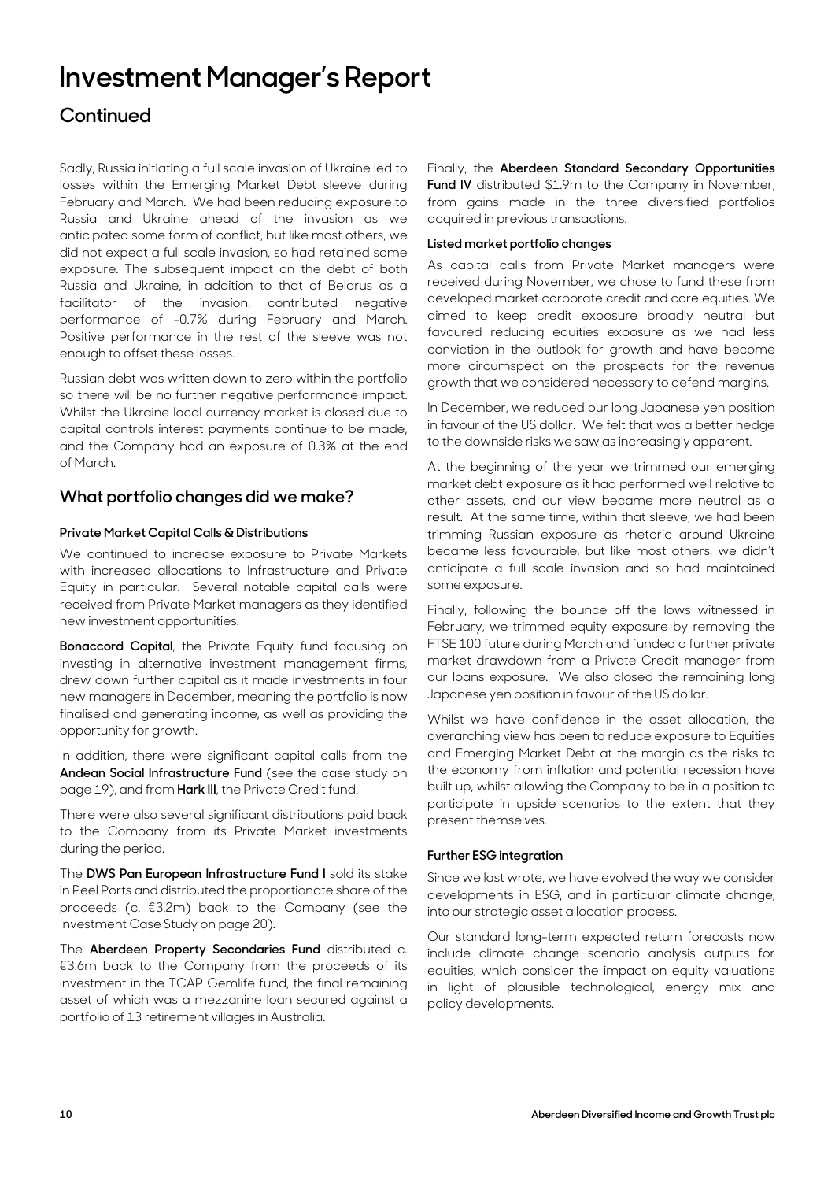# Investment Manager's Report

## Continued

Sadly, Russia initiating a full scale invasion of Ukraine led to losses within the Emerging Market Debt sleeve during February and March. We had been reducing exposure to Russia and Ukraine ahead of the invasion as we anticipated some form of conflict, but like most others, we did not expect a full scale invasion, so had retained some exposure. The subsequent impact on the debt of both Russia and Ukraine, in addition to that of Belarus as a facilitator of the invasion, contributed negative performance of -0.7% during February and March. Positive performance in the rest of the sleeve was not enough to offset these losses.

Russian debt was written down to zero within the portfolio so there will be no further negative performance impact. Whilst the Ukraine local currency market is closed due to capital controls interest payments continue to be made, and the Company had an exposure of 0.3% at the end of March.

## What portfolio changes did we make?

#### Private Market Capital Calls & Distributions

We continued to increase exposure to Private Markets with increased allocations to Infrastructure and Private Equity in particular. Several notable capital calls were received from Private Market managers as they identified new investment opportunities.

**Bonaccord Capital**, the Private Equity fund focusing on investing in alternative investment management firms, drew down further capital as it made investments in four new managers in December, meaning the portfolio is now finalised and generating income, as well as providing the opportunity for growth.

In addition, there were significant capital calls from the **Andean Social Infrastructure Fund** (see the case study on page 19), and from **Hark III**, the Private Credit fund.

There were also several significant distributions paid back to the Company from its Private Market investments during the period.

The **DWS Pan European Infrastructure Fund I** sold its stake in Peel Ports and distributed the proportionate share of the proceeds (c. €3.2m) back to the Company (see the Investment Case Study on page 20).

The **Aberdeen Property Secondaries Fund** distributed c. €3.6m back to the Company from the proceeds of its investment in the TCAP Gemlife fund, the final remaining asset of which was a mezzanine loan secured against a portfolio of 13 retirement villages in Australia.

Finally, the **Aberdeen Standard Secondary Opportunities Fund IV** distributed $1.9m to the Company in November, from gains made in the three diversified portfolios acquired in previous transactions.

#### Listed market portfolio changes

As capital calls from Private Market managers were received during November, we chose to fund these from developed market corporate credit and core equities. We aimed to keep credit exposure broadly neutral but favoured reducing equities exposure as we had less conviction in the outlook for growth and have become more circumspect on the prospects for the revenue growth that we considered necessary to defend margins.

In December, we reduced our long Japanese yen position in favour of the US dollar. We felt that was a better hedge to the downside risks we saw as increasingly apparent.

At the beginning of the year we trimmed our emerging market debt exposure as it had performed well relative to other assets, and our view became more neutral as a result. At the same time, within that sleeve, we had been trimming Russian exposure as rhetoric around Ukraine became less favourable, but like most others, we didn't anticipate a full scale invasion and so had maintained some exposure.

Finally, following the bounce off the lows witnessed in February, we trimmed equity exposure by removing the FTSE 100 future during March and funded a further private market drawdown from a Private Credit manager from our loans exposure. We also closed the remaining long Japanese yen position in favour of the US dollar.

Whilst we have confidence in the asset allocation, the overarching view has been to reduce exposure to Equities and Emerging Market Debt at the margin as the risks to the economy from inflation and potential recession have built up, whilst allowing the Company to be in a position to participate in upside scenarios to the extent that they present themselves.

#### Further ESG integration

Since we last wrote, we have evolved the way we consider developments in ESG, and in particular climate change, into our strategic asset allocation process.

Our standard long-term expected return forecasts now include climate change scenario analysis outputs for equities, which consider the impact on equity valuations in light of plausible technological, energy mix and policy developments.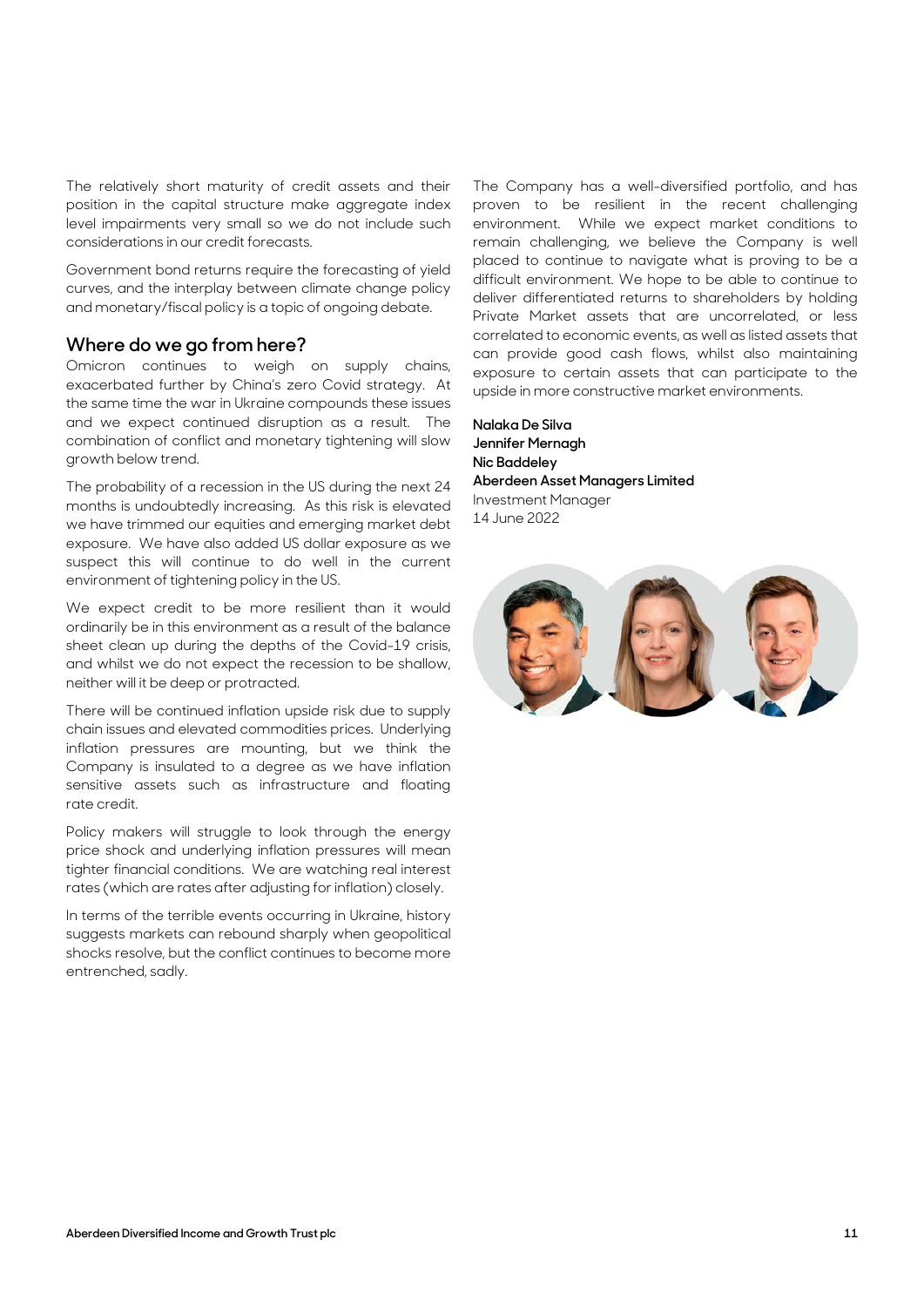The relatively short maturity of credit assets and their position in the capital structure make aggregate index level impairments very small so we do not include such considerations in our credit forecasts.

Government bond returns require the forecasting of yield curves, and the interplay between climate change policy and monetary/fiscal policy is a topic of ongoing debate.

## Where do we go from here?

Omicron continues to weigh on supply chains, exacerbated further by China's zero Covid strategy. At the same time the war in Ukraine compounds these issues and we expect continued disruption as a result. The combination of conflict and monetary tightening will slow growth below trend.

The probability of a recession in the US during the next 24 months is undoubtedly increasing. As this risk is elevated we have trimmed our equities and emerging market debt exposure. We have also added US dollar exposure as we suspect this will continue to do well in the current environment of tightening policy in the US.

We expect credit to be more resilient than it would ordinarily be in this environment as a result of the balance sheet clean up during the depths of the Covid-19 crisis, and whilst we do not expect the recession to be shallow, neither will it be deep or protracted.

There will be continued inflation upside risk due to supply chain issues and elevated commodities prices. Underlying inflation pressures are mounting, but we think the Company is insulated to a degree as we have inflation sensitive assets such as infrastructure and floating rate credit.

Policy makers will struggle to look through the energy price shock and underlying inflation pressures will mean tighter financial conditions. We are watching real interest rates (which are rates after adjusting for inflation) closely.

In terms of the terrible events occurring in Ukraine, history suggests markets can rebound sharply when geopolitical shocks resolve, but the conflict continues to become more entrenched, sadly.

The Company has a well-diversified portfolio, and has proven to be resilient in the recent challenging environment. While we expect market conditions to remain challenging, we believe the Company is well placed to continue to navigate what is proving to be a difficult environment. We hope to be able to continue to deliver differentiated returns to shareholders by holding Private Market assets that are uncorrelated, or less correlated to economic events, as well as listed assets that can provide good cash flows, whilst also maintaining exposure to certain assets that can participate to the upside in more constructive market environments.

**Nalaka De Silva**
**Jennifer Mernagh**
**Nic Baddeley**
**Aberdeen Asset Managers Limited**
Investment Manager
14 June 2022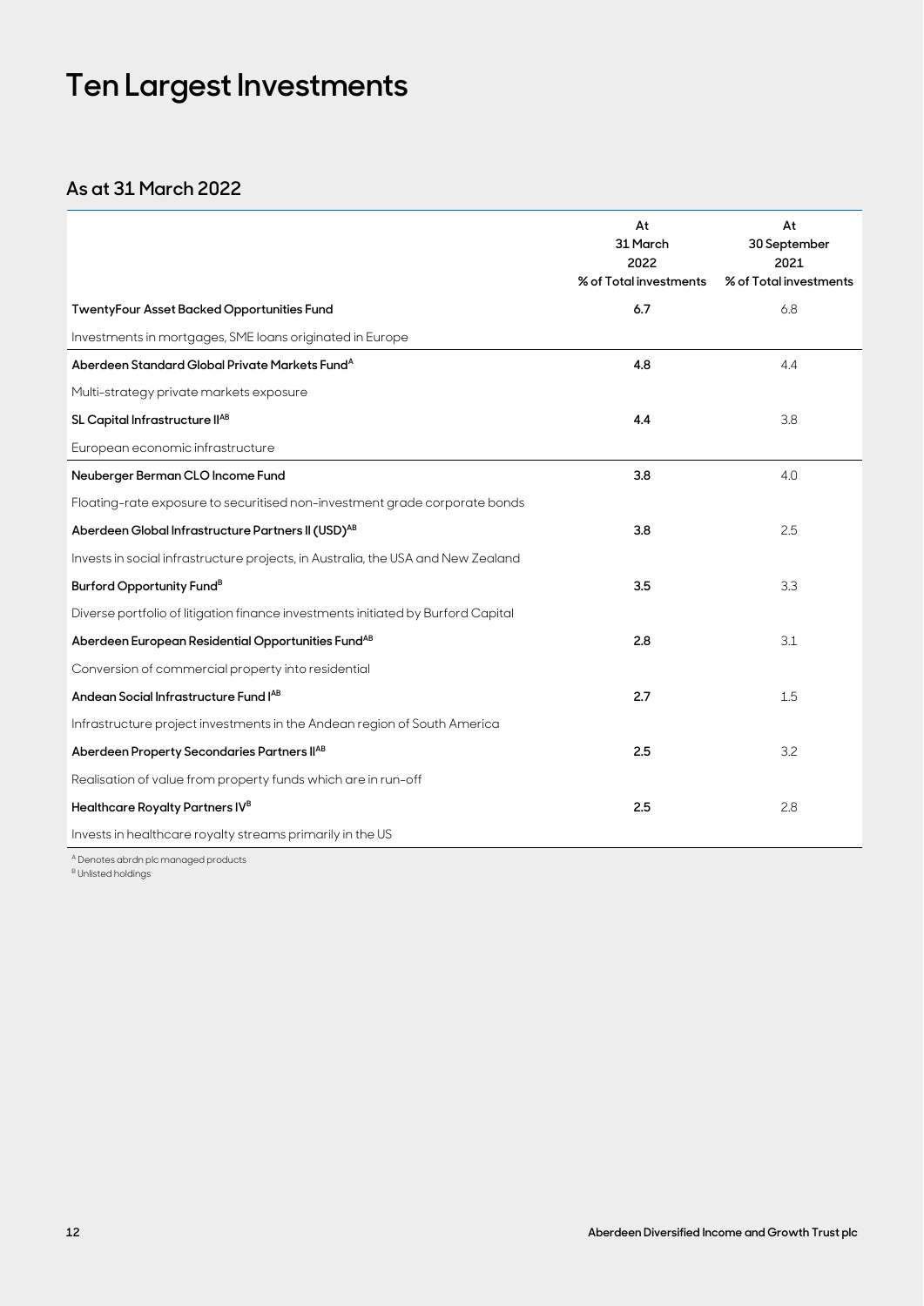# Ten Largest Investments

## As at 31 March 2022

| | At 31 March 2022 % of Total investments | At 30 September 2021 % of Total investments |
|---|---|---|
| **TwentyFour Asset Backed Opportunities Fund** | **6.7** | 6.8 |
| Investments in mortgages, SME loans originated in Europe | | |
| **Aberdeen Standard Global Private Markets Fund[A]** | **4.8** | 4.4 |
| Multi-strategy private markets exposure | | |
| **SL Capital Infrastructure II[AB]** | **4.4** | 3.8 |
| European economic infrastructure | | |
| **Neuberger Berman CLO Income Fund** | **3.8** | 4.0 |
| Floating-rate exposure to securitised non-investment grade corporate bonds | | |
| **Aberdeen Global Infrastructure Partners II (USD)[AB]** | **3.8** | 2.5 |
| Invests in social infrastructure projects, in Australia, the USA and New Zealand | | |
| **Burford Opportunity Fund[B]** | **3.5** | 3.3 |
| Diverse portfolio of litigation finance investments initiated by Burford Capital | | |
| **Aberdeen European Residential Opportunities Fund[AB]** | **2.8** | 3.1 |
| Conversion of commercial property into residential | | |
| **Andean Social Infrastructure Fund I[AB]** | **2.7** | 1.5 |
| Infrastructure project investments in the Andean region of South America | | |
| **Aberdeen Property Secondaries Partners II[AB]** | **2.5** | 3.2 |
| Realisation of value from property funds which are in run-off | | |
| **Healthcare Royalty Partners IV[B]** | **2.5** | 2.8 |
| Invests in healthcare royalty streams primarily in the US | | |

[A] Denotes abrdn plc managed products
[B] Unlisted holdings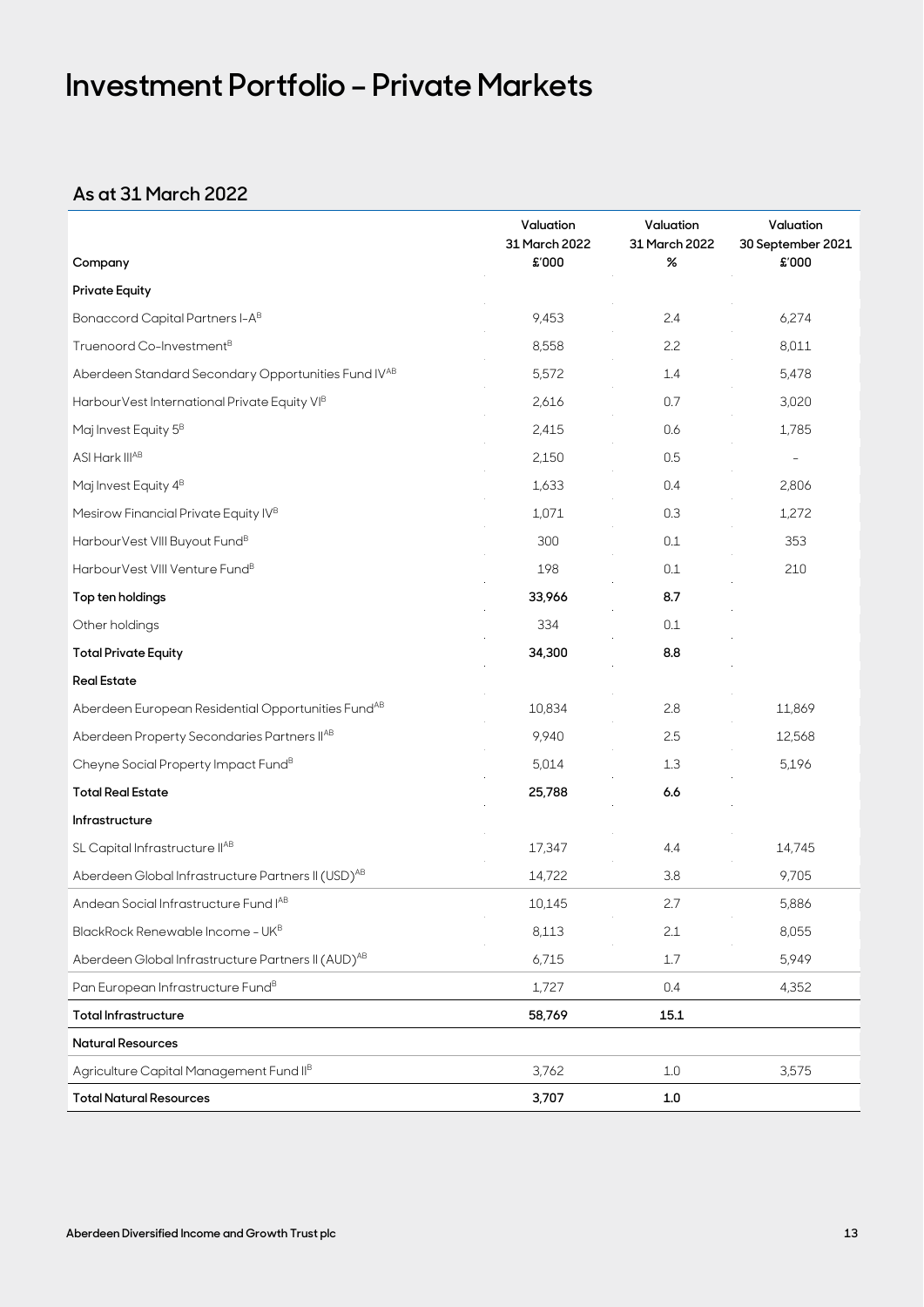# Investment Portfolio – Private Markets

## As at 31 March 2022

| Company | Valuation 31 March 2022 £'000 | Valuation 31 March 2022 % | Valuation 30 September 2021 £'000 |
|---|---|---|---|
| **Private Equity** | | | |
| Bonaccord Capital Partners I-A[B] | 9,453 | 2.4 | 6,274 |
| Truenoord Co-Investment[B] | 8,558 | 2.2 | 8,011 |
| Aberdeen Standard Secondary Opportunities Fund IV[AB] | 5,572 | 1.4 | 5,478 |
| HarbourVest International Private Equity VI[B] | 2,616 | 0.7 | 3,020 |
| Maj Invest Equity 5[B] | 2,415 | 0.6 | 1,785 |
| ASI Hark III[AB] | 2,150 | 0.5 | – |
| Maj Invest Equity 4[B] | 1,633 | 0.4 | 2,806 |
| Mesirow Financial Private Equity IV[B] | 1,071 | 0.3 | 1,272 |
| HarbourVest VIII Buyout Fund[B] | 300 | 0.1 | 353 |
| HarbourVest VIII Venture Fund[B] | 198 | 0.1 | 210 |
| **Top ten holdings** | **33,966** | **8.7** | |
| Other holdings | 334 | 0.1 | |
| **Total Private Equity** | **34,300** | **8.8** | |
| **Real Estate** | | | |
| Aberdeen European Residential Opportunities Fund[AB] | 10,834 | 2.8 | 11,869 |
| Aberdeen Property Secondaries Partners II[AB] | 9,940 | 2.5 | 12,568 |
| Cheyne Social Property Impact Fund[B] | 5,014 | 1.3 | 5,196 |
| **Total Real Estate** | **25,788** | **6.6** | |
| **Infrastructure** | | | |
| SL Capital Infrastructure II[AB] | 17,347 | 4.4 | 14,745 |
| Aberdeen Global Infrastructure Partners II (USD)[AB] | 14,722 | 3.8 | 9,705 |
| Andean Social Infrastructure Fund I[AB] | 10,145 | 2.7 | 5,886 |
| BlackRock Renewable Income – UK[B] | 8,113 | 2.1 | 8,055 |
| Aberdeen Global Infrastructure Partners II (AUD)[AB] | 6,715 | 1.7 | 5,949 |
| Pan European Infrastructure Fund[B] | 1,727 | 0.4 | 4,352 |
| **Total Infrastructure** | **58,769** | **15.1** | |
| **Natural Resources** | | | |
| Agriculture Capital Management Fund II[B] | 3,762 | 1.0 | 3,575 |
| **Total Natural Resources** | **3,707** | **1.0** | |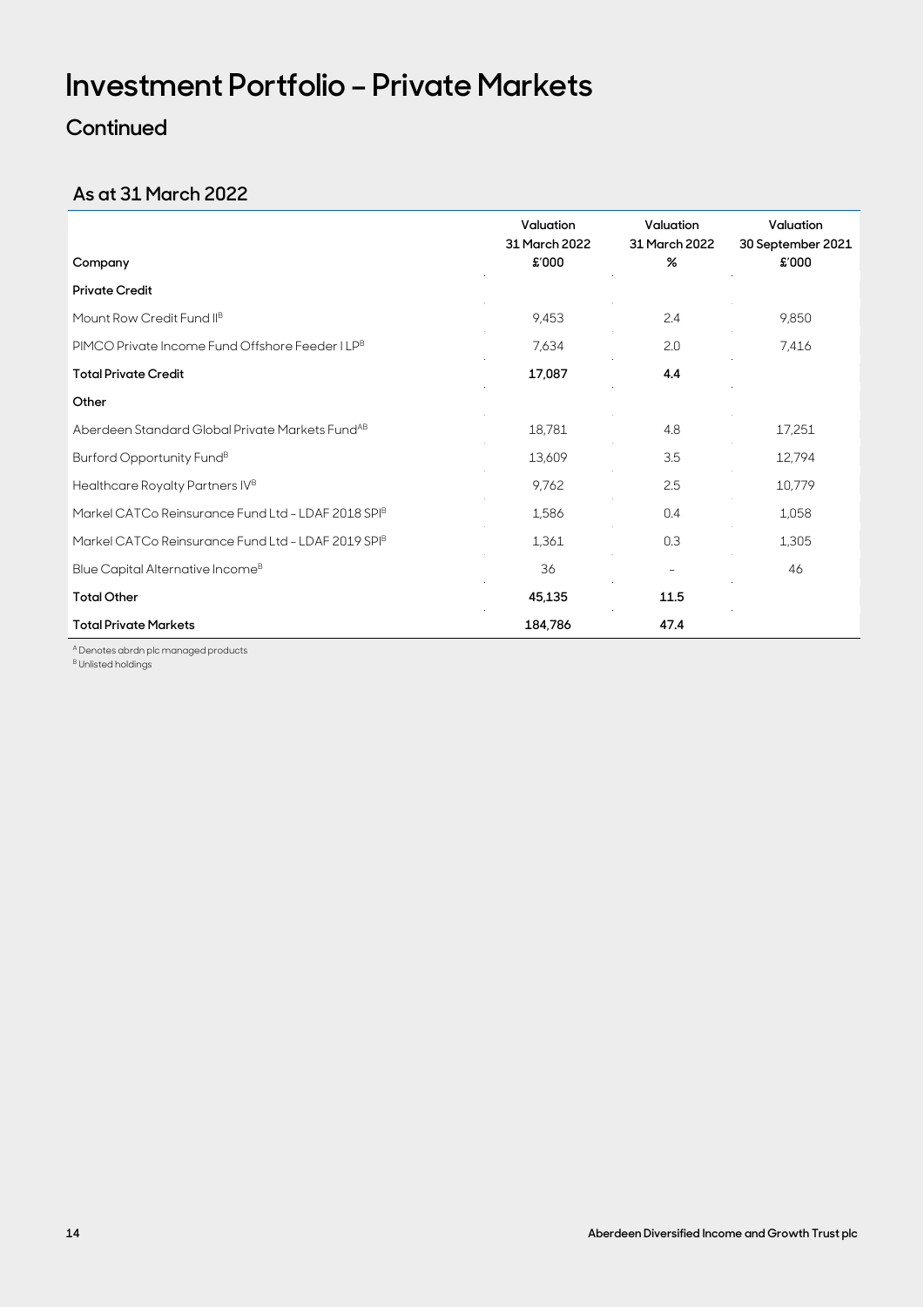# Investment Portfolio – Private Markets

## Continued

### As at 31 March 2022

| Company | Valuation 31 March 2022 £'000 | Valuation 31 March 2022 % | Valuation 30 September 2021 £'000 |
|---|---|---|---|
| **Private Credit** | | | |
| Mount Row Credit Fund II[B] | 9,453 | 2.4 | 9,850 |
| PIMCO Private Income Fund Offshore Feeder I LP[B] | 7,634 | 2.0 | 7,416 |
| **Total Private Credit** | **17,087** | **4.4** | |
| **Other** | | | |
| Aberdeen Standard Global Private Markets Fund[AB] | 18,781 | 4.8 | 17,251 |
| Burford Opportunity Fund[B] | 13,609 | 3.5 | 12,794 |
| Healthcare Royalty Partners IV[B] | 9,762 | 2.5 | 10,779 |
| Markel CATCo Reinsurance Fund Ltd – LDAF 2018 SPI[B] | 1,586 | 0.4 | 1,058 |
| Markel CATCo Reinsurance Fund Ltd – LDAF 2019 SPI[B] | 1,361 | 0.3 | 1,305 |
| Blue Capital Alternative Income[B] | 36 | – | 46 |
| **Total Other** | **45,135** | **11.5** | |
| **Total Private Markets** | **184,786** | **47.4** | |

[A] Denotes abrdn plc managed products
[B] Unlisted holdings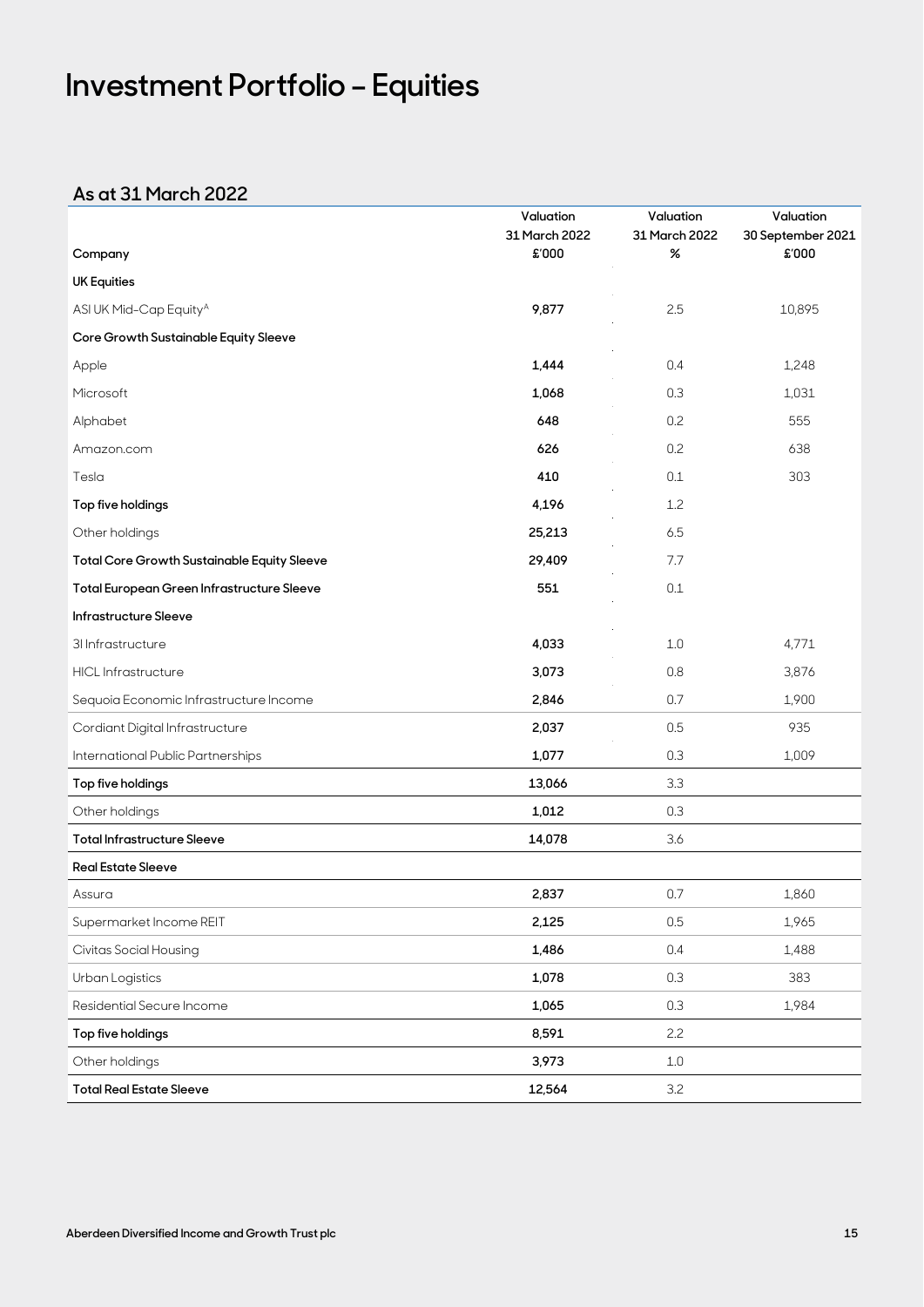# Investment Portfolio – Equities

## As at 31 March 2022

| Company | Valuation 31 March 2022 £'000 | Valuation 31 March 2022 % | Valuation 30 September 2021 £'000 |
|---|---|---|---|
| **UK Equities** | | | |
| ASI UK Mid-Cap Equity^A | **9,877** | 2.5 | 10,895 |
| **Core Growth Sustainable Equity Sleeve** | | | |
| Apple | **1,444** | 0.4 | 1,248 |
| Microsoft | **1,068** | 0.3 | 1,031 |
| Alphabet | **648** | 0.2 | 555 |
| Amazon.com | **626** | 0.2 | 638 |
| Tesla | **410** | 0.1 | 303 |
| **Top five holdings** | **4,196** | 1.2 | |
| Other holdings | **25,213** | 6.5 | |
| **Total Core Growth Sustainable Equity Sleeve** | **29,409** | 7.7 | |
| **Total European Green Infrastructure Sleeve** | **551** | 0.1 | |
| **Infrastructure Sleeve** | | | |
| 3I Infrastructure | **4,033** | 1.0 | 4,771 |
| HICL Infrastructure | **3,073** | 0.8 | 3,876 |
| Sequoia Economic Infrastructure Income | **2,846** | 0.7 | 1,900 |
| Cordiant Digital Infrastructure | **2,037** | 0.5 | 935 |
| International Public Partnerships | **1,077** | 0.3 | 1,009 |
| **Top five holdings** | **13,066** | 3.3 | |
| Other holdings | **1,012** | 0.3 | |
| **Total Infrastructure Sleeve** | **14,078** | 3.6 | |
| **Real Estate Sleeve** | | | |
| Assura | **2,837** | 0.7 | 1,860 |
| Supermarket Income REIT | **2,125** | 0.5 | 1,965 |
| Civitas Social Housing | **1,486** | 0.4 | 1,488 |
| Urban Logistics | **1,078** | 0.3 | 383 |
| Residential Secure Income | **1,065** | 0.3 | 1,984 |
| **Top five holdings** | **8,591** | 2.2 | |
| Other holdings | **3,973** | 1.0 | |
| **Total Real Estate Sleeve** | **12,564** | 3.2 | |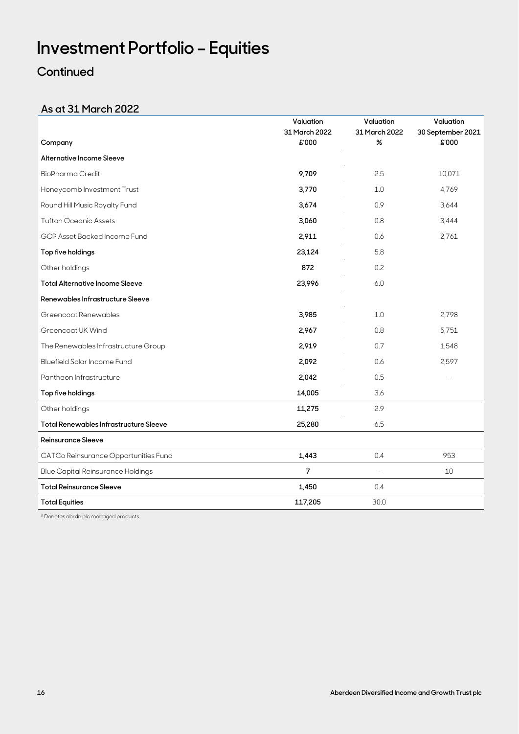# Investment Portfolio – Equities

## Continued

### As at 31 March 2022

| Company | Valuation 31 March 2022 £'000 | Valuation 31 March 2022 % | Valuation 30 September 2021 £'000 |
|---|---|---|---|
| **Alternative Income Sleeve** | | | |
| BioPharma Credit | **9,709** | 2.5 | 10,071 |
| Honeycomb Investment Trust | **3,770** | 1.0 | 4,769 |
| Round Hill Music Royalty Fund | **3,674** | 0.9 | 3,644 |
| Tufton Oceanic Assets | **3,060** | 0.8 | 3,444 |
| GCP Asset Backed Income Fund | **2,911** | 0.6 | 2,761 |
| **Top five holdings** | **23,124** | 5.8 | |
| Other holdings | **872** | 0.2 | |
| **Total Alternative Income Sleeve** | **23,996** | 6.0 | |
| **Renewables Infrastructure Sleeve** | | | |
| Greencoat Renewables | **3,985** | 1.0 | 2,798 |
| Greencoat UK Wind | **2,967** | 0.8 | 5,751 |
| The Renewables Infrastructure Group | **2,919** | 0.7 | 1,548 |
| Bluefield Solar Income Fund | **2,092** | 0.6 | 2,597 |
| Pantheon Infrastructure | **2,042** | 0.5 | – |
| **Top five holdings** | **14,005** | 3.6 | |
| Other holdings | **11,275** | 2.9 | |
| **Total Renewables Infrastructure Sleeve** | **25,280** | 6.5 | |
| **Reinsurance Sleeve** | | | |
| CATCo Reinsurance Opportunities Fund | **1,443** | 0.4 | 953 |
| Blue Capital Reinsurance Holdings | **7** | – | 10 |
| **Total Reinsurance Sleeve** | **1,450** | 0.4 | |
| **Total Equities** | **117,205** | 30.0 | |

A Denotes abrdn plc managed products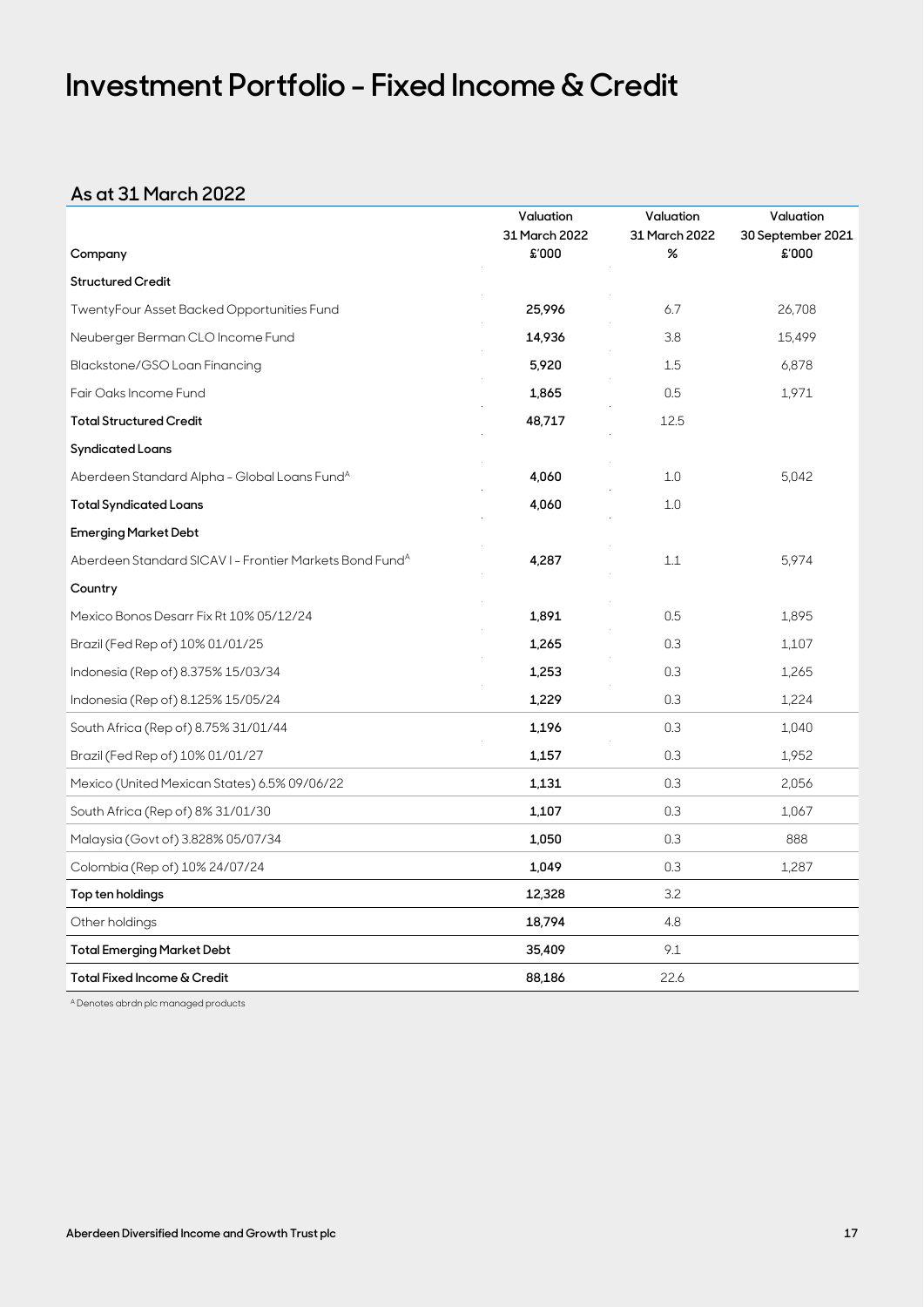# Investment Portfolio - Fixed Income & Credit

## As at 31 March 2022

| Company | Valuation 31 March 2022 £'000 | Valuation 31 March 2022 % | Valuation 30 September 2021 £'000 |
|---|---|---|---|
| **Structured Credit** | | | |
| TwentyFour Asset Backed Opportunities Fund | **25,996** | 6.7 | 26,708 |
| Neuberger Berman CLO Income Fund | **14,936** | 3.8 | 15,499 |
| Blackstone/GSO Loan Financing | **5,920** | 1.5 | 6,878 |
| Fair Oaks Income Fund | **1,865** | 0.5 | 1,971 |
| **Total Structured Credit** | **48,717** | 12.5 | |
| **Syndicated Loans** | | | |
| Aberdeen Standard Alpha - Global Loans Fund[A] | **4,060** | 1.0 | 5,042 |
| **Total Syndicated Loans** | **4,060** | 1.0 | |
| **Emerging Market Debt** | | | |
| Aberdeen Standard SICAV I - Frontier Markets Bond Fund[A] | **4,287** | 1.1 | 5,974 |
| **Country** | | | |
| Mexico Bonos Desarr Fix Rt 10% 05/12/24 | **1,891** | 0.5 | 1,895 |
| Brazil (Fed Rep of) 10% 01/01/25 | **1,265** | 0.3 | 1,107 |
| Indonesia (Rep of) 8.375% 15/03/34 | **1,253** | 0.3 | 1,265 |
| Indonesia (Rep of) 8.125% 15/05/24 | **1,229** | 0.3 | 1,224 |
| South Africa (Rep of) 8.75% 31/01/44 | **1,196** | 0.3 | 1,040 |
| Brazil (Fed Rep of) 10% 01/01/27 | **1,157** | 0.3 | 1,952 |
| Mexico (United Mexican States) 6.5% 09/06/22 | **1,131** | 0.3 | 2,056 |
| South Africa (Rep of) 8% 31/01/30 | **1,107** | 0.3 | 1,067 |
| Malaysia (Govt of) 3.828% 05/07/34 | **1,050** | 0.3 | 888 |
| Colombia (Rep of) 10% 24/07/24 | **1,049** | 0.3 | 1,287 |
| **Top ten holdings** | **12,328** | 3.2 | |
| Other holdings | **18,794** | 4.8 | |
| **Total Emerging Market Debt** | **35,409** | 9.1 | |
| **Total Fixed Income & Credit** | **88,186** | 22.6 | |

[A] Denotes abrdn plc managed products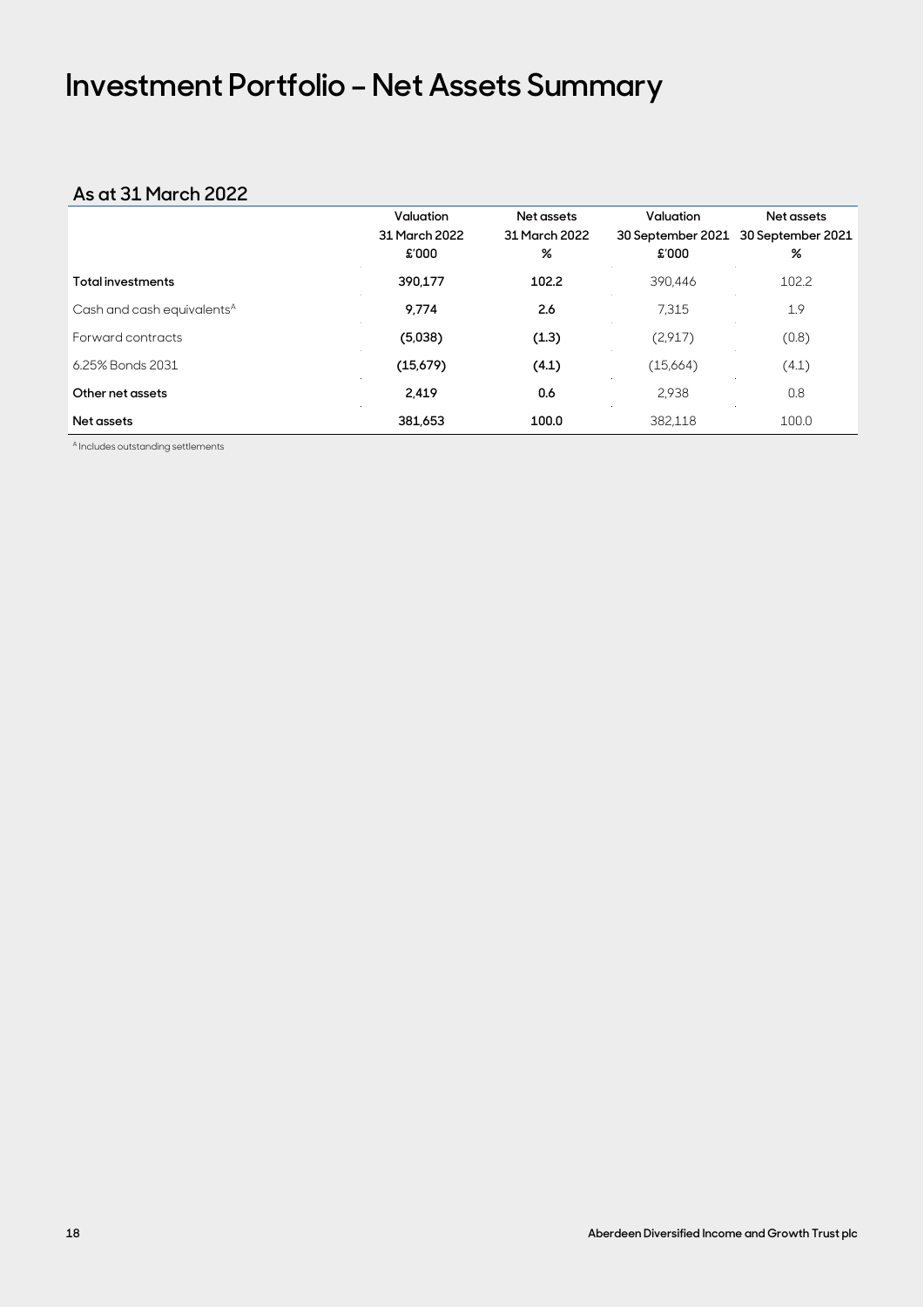# Investment Portfolio – Net Assets Summary

## As at 31 March 2022

| | Valuation 31 March 2022 £'000 | Net assets 31 March 2022 % | Valuation 30 September 2021 £'000 | Net assets 30 September 2021 % |
|---|---|---|---|---|
| **Total investments** | **390,177** | **102.2** | 390,446 | 102.2 |
| Cash and cash equivalents[A] | **9,774** | **2.6** | 7,315 | 1.9 |
| Forward contracts | **(5,038)** | **(1.3)** | (2,917) | (0.8) |
| 6.25% Bonds 2031 | **(15,679)** | **(4.1)** | (15,664) | (4.1) |
| **Other net assets** | **2,419** | **0.6** | 2,938 | 0.8 |
| **Net assets** | **381,653** | **100.0** | 382,118 | 100.0 |

[A] Includes outstanding settlements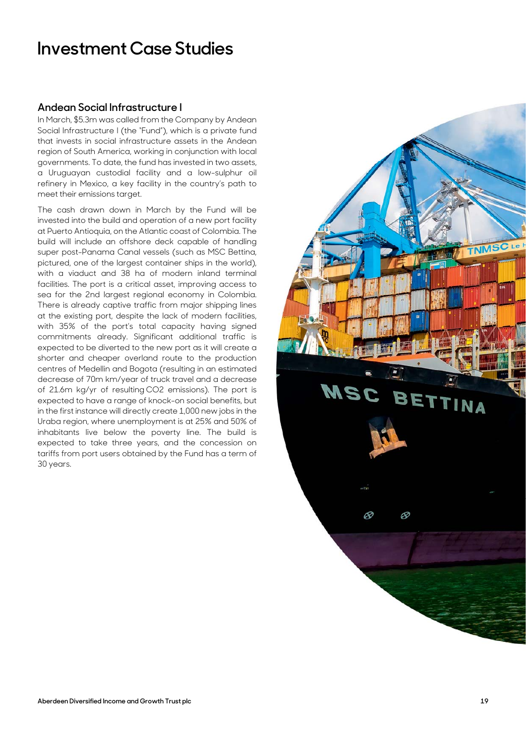# Investment Case Studies

## Andean Social Infrastructure I

In March, $5.3m was called from the Company by Andean Social Infrastructure I (the "Fund"), which is a private fund that invests in social infrastructure assets in the Andean region of South America, working in conjunction with local governments. To date, the fund has invested in two assets, a Uruguayan custodial facility and a low-sulphur oil refinery in Mexico, a key facility in the country's path to meet their emissions target.

The cash drawn down in March by the Fund will be invested into the build and operation of a new port facility at Puerto Antioquia, on the Atlantic coast of Colombia. The build will include an offshore deck capable of handling super post-Panama Canal vessels (such as MSC Bettina, pictured, one of the largest container ships in the world), with a viaduct and 38 ha of modern inland terminal facilities. The port is a critical asset, improving access to sea for the 2nd largest regional economy in Colombia. There is already captive traffic from major shipping lines at the existing port, despite the lack of modern facilities, with 35% of the port's total capacity having signed commitments already. Significant additional traffic is expected to be diverted to the new port as it will create a shorter and cheaper overland route to the production centres of Medellin and Bogota (resulting in an estimated decrease of 70m km/year of truck travel and a decrease of 21.6m kg/yr of resulting $CO_2$ emissions). The port is expected to have a range of knock-on social benefits, but in the first instance will directly create 1,000 new jobs in the Uraba region, where unemployment is at 25% and 50% of inhabitants live below the poverty line. The build is expected to take three years, and the concession on tariffs from port users obtained by the Fund has a term of 30 years.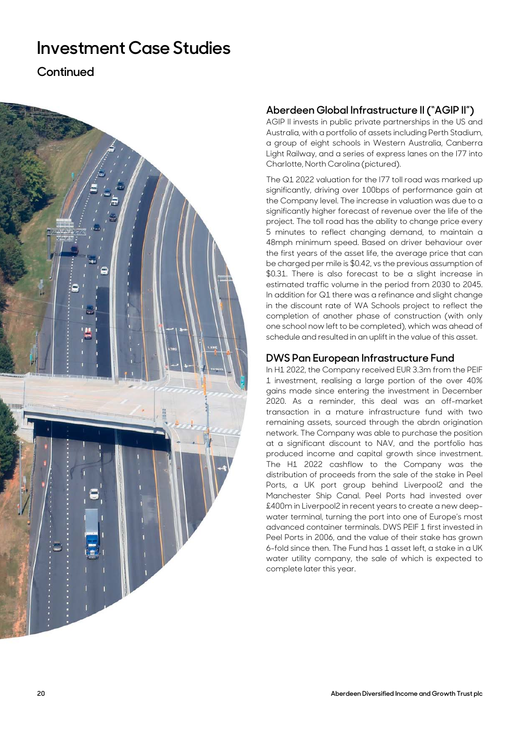# Investment Case Studies

## Continued

### Aberdeen Global Infrastructure II ("AGIP II")

AGIP II invests in public private partnerships in the US and Australia, with a portfolio of assets including Perth Stadium, a group of eight schools in Western Australia, Canberra Light Railway, and a series of express lanes on the I77 into Charlotte, North Carolina (pictured).

The Q1 2022 valuation for the I77 toll road was marked up significantly, driving over 100bps of performance gain at the Company level. The increase in valuation was due to a significantly higher forecast of revenue over the life of the project. The toll road has the ability to change price every 5 minutes to reflect changing demand, to maintain a 48mph minimum speed. Based on driver behaviour over the first years of the asset life, the average price that can be charged per mile is $0.42, vs the previous assumption of $0.31. There is also forecast to be a slight increase in estimated traffic volume in the period from 2030 to 2045. In addition for Q1 there was a refinance and slight change in the discount rate of WA Schools project to reflect the completion of another phase of construction (with only one school now left to be completed), which was ahead of schedule and resulted in an uplift in the value of this asset.

### DWS Pan European Infrastructure Fund

In H1 2022, the Company received EUR 3.3m from the PEIF 1 investment, realising a large portion of the over 40% gains made since entering the investment in December 2020. As a reminder, this deal was an off-market transaction in a mature infrastructure fund with two remaining assets, sourced through the abrdn origination network. The Company was able to purchase the position at a significant discount to NAV, and the portfolio has produced income and capital growth since investment. The H1 2022 cashflow to the Company was the distribution of proceeds from the sale of the stake in Peel Ports, a UK port group behind Liverpool2 and the Manchester Ship Canal. Peel Ports had invested over £400m in Liverpool2 in recent years to create a new deep-water terminal, turning the port into one of Europe's most advanced container terminals. DWS PEIF 1 first invested in Peel Ports in 2006, and the value of their stake has grown 6-fold since then. The Fund has 1 asset left, a stake in a UK water utility company, the sale of which is expected to complete later this year.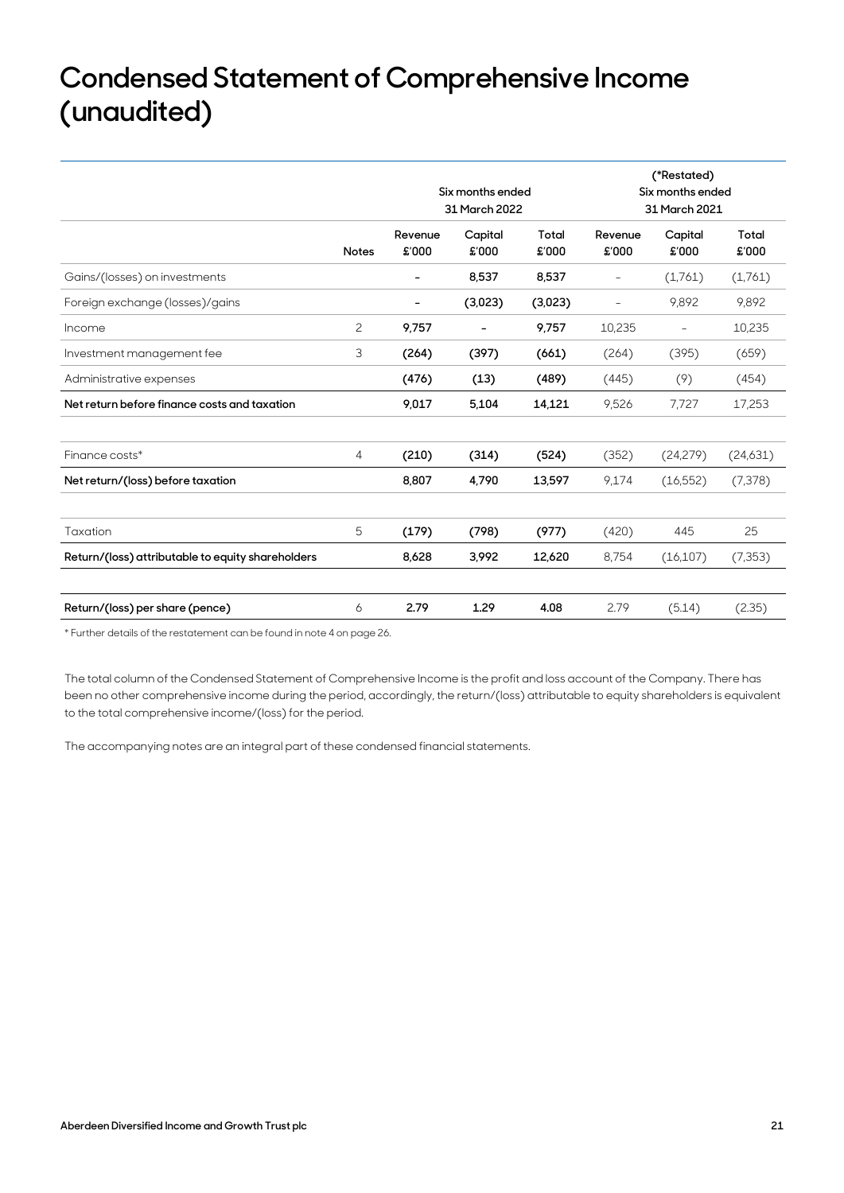# Condensed Statement of Comprehensive Income (unaudited)

| | | Six months ended 31 March 2022 | | | (*Restated) Six months ended 31 March 2021 | | |
|---|---|---|---|---|---|---|---|
| | Notes | Revenue £'000 | Capital £'000 | Total £'000 | Revenue £'000 | Capital £'000 | Total £'000 |
| Gains/(losses) on investments | | – | 8,537 | 8,537 | – | (1,761) | (1,761) |
| Foreign exchange (losses)/gains | | – | (3,023) | (3,023) | – | 9,892 | 9,892 |
| Income | 2 | 9,757 | – | 9,757 | 10,235 | – | 10,235 |
| Investment management fee | 3 | (264) | (397) | (661) | (264) | (395) | (659) |
| Administrative expenses | | (476) | (13) | (489) | (445) | (9) | (454) |
| **Net return before finance costs and taxation** | | 9,017 | 5,104 | 14,121 | 9,526 | 7,727 | 17,253 |
| Finance costs* | 4 | (210) | (314) | (524) | (352) | (24,279) | (24,631) |
| **Net return/(loss) before taxation** | | 8,807 | 4,790 | 13,597 | 9,174 | (16,552) | (7,378) |
| Taxation | 5 | (179) | (798) | (977) | (420) | 445 | 25 |
| **Return/(loss) attributable to equity shareholders** | | 8,628 | 3,992 | 12,620 | 8,754 | (16,107) | (7,353) |
| **Return/(loss) per share (pence)** | 6 | 2.79 | 1.29 | 4.08 | 2.79 | (5.14) | (2.35) |

* Further details of the restatement can be found in note 4 on page 26.

The total column of the Condensed Statement of Comprehensive Income is the profit and loss account of the Company. There has been no other comprehensive income during the period, accordingly, the return/(loss) attributable to equity shareholders is equivalent to the total comprehensive income/(loss) for the period.

The accompanying notes are an integral part of these condensed financial statements.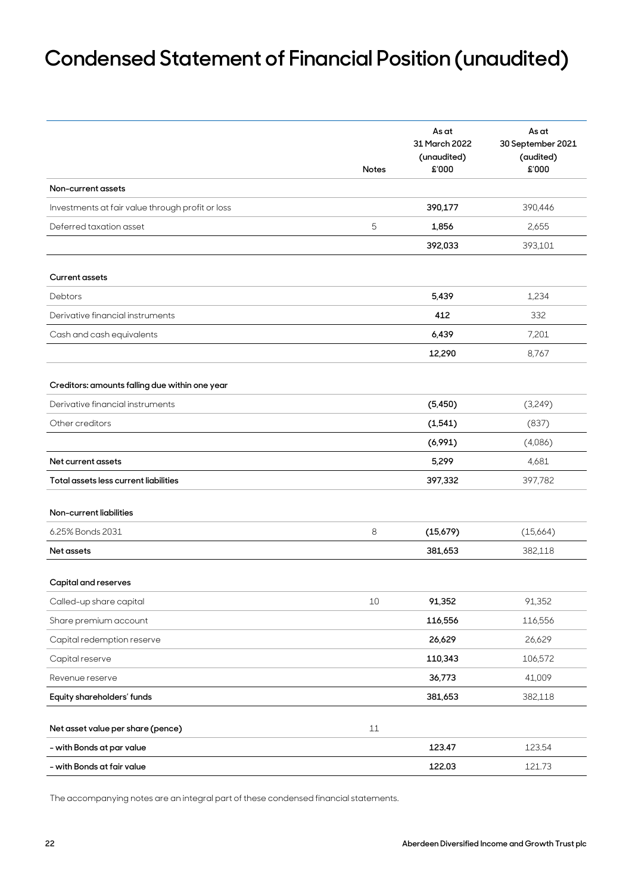# Condensed Statement of Financial Position (unaudited)

| | Notes | As at 31 March 2022 (unaudited) £'000 | As at 30 September 2021 (audited) £'000 |
|---|---|---|---|
| **Non-current assets** | | | |
| Investments at fair value through profit or loss | | **390,177** | 390,446 |
| Deferred taxation asset | 5 | **1,856** | 2,655 |
| | | **392,033** | 393,101 |
| **Current assets** | | | |
| Debtors | | **5,439** | 1,234 |
| Derivative financial instruments | | **412** | 332 |
| Cash and cash equivalents | | **6,439** | 7,201 |
| | | **12,290** | 8,767 |
| **Creditors: amounts falling due within one year** | | | |
| Derivative financial instruments | | **(5,450)** | (3,249) |
| Other creditors | | **(1,541)** | (837) |
| | | **(6,991)** | (4,086) |
| **Net current assets** | | **5,299** | 4,681 |
| **Total assets less current liabilities** | | **397,332** | 397,782 |
| **Non-current liabilities** | | | |
| 6.25% Bonds 2031 | 8 | **(15,679)** | (15,664) |
| **Net assets** | | **381,653** | 382,118 |
| **Capital and reserves** | | | |
| Called-up share capital | 10 | **91,352** | 91,352 |
| Share premium account | | **116,556** | 116,556 |
| Capital redemption reserve | | **26,629** | 26,629 |
| Capital reserve | | **110,343** | 106,572 |
| Revenue reserve | | **36,773** | 41,009 |
| **Equity shareholders' funds** | | **381,653** | 382,118 |
| **Net asset value per share (pence)** | 11 | | |
| **- with Bonds at par value** | | **123.47** | 123.54 |
| **- with Bonds at fair value** | | **122.03** | 121.73 |

The accompanying notes are an integral part of these condensed financial statements.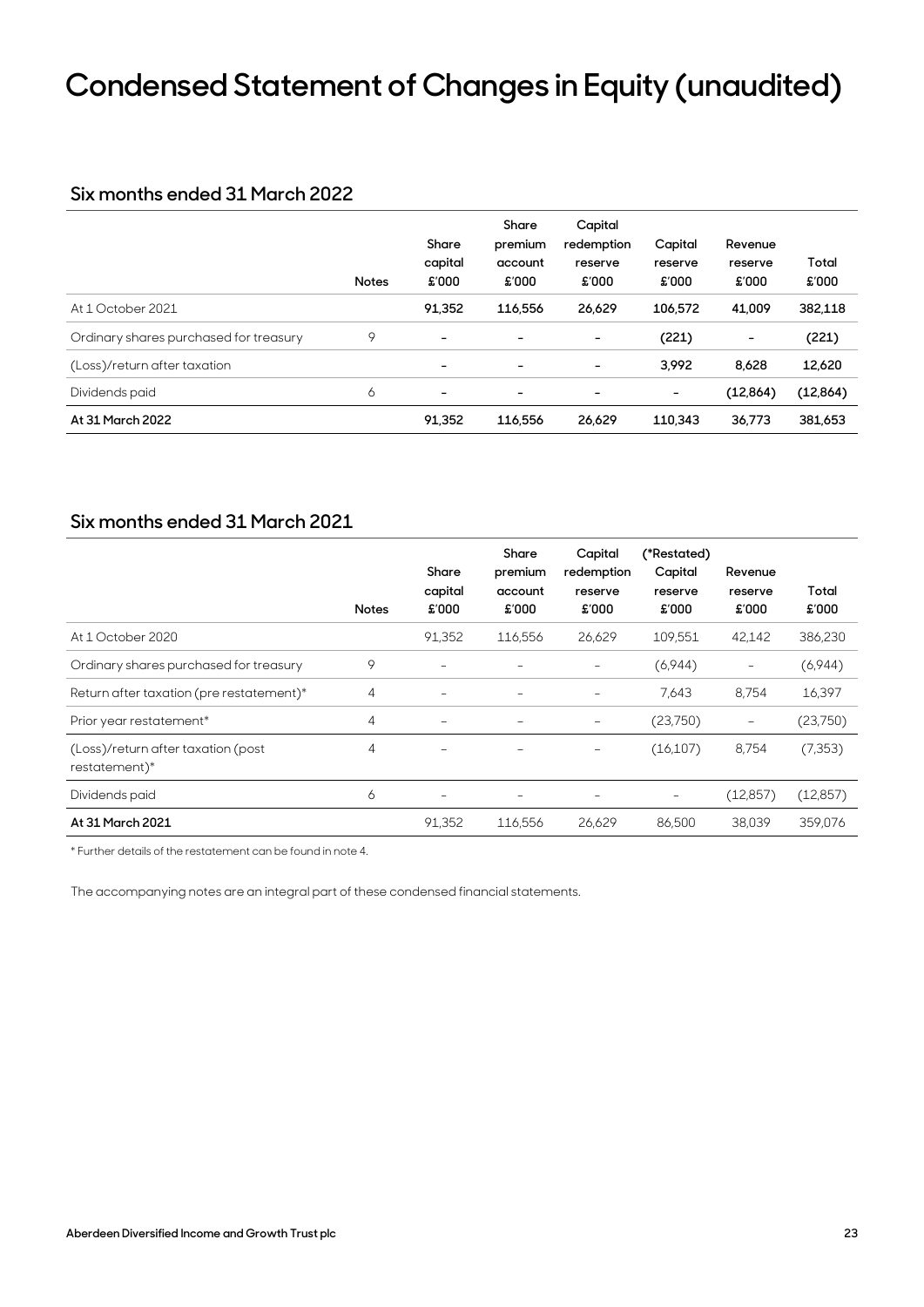# Condensed Statement of Changes in Equity (unaudited)

## Six months ended 31 March 2022

| | Notes | Share capital £'000 | Share premium account £'000 | Capital redemption reserve £'000 | Capital reserve £'000 | Revenue reserve £'000 | Total £'000 |
|---|---|---|---|---|---|---|---|
| At 1 October 2021 | | **91,352** | **116,556** | **26,629** | **106,572** | **41,009** | **382,118** |
| Ordinary shares purchased for treasury | 9 | – | – | – | **(221)** | – | **(221)** |
| (Loss)/return after taxation | | – | – | – | **3,992** | **8,628** | **12,620** |
| Dividends paid | 6 | – | – | – | – | **(12,864)** | **(12,864)** |
| **At 31 March 2022** | | **91,352** | **116,556** | **26,629** | **110,343** | **36,773** | **381,653** |

## Six months ended 31 March 2021

| | Notes | Share capital £'000 | Share premium account £'000 | Capital redemption reserve £'000 | (*Restated) Capital reserve £'000 | Revenue reserve £'000 | Total £'000 |
|---|---|---|---|---|---|---|---|
| At 1 October 2020 | | 91,352 | 116,556 | 26,629 | 109,551 | 42,142 | 386,230 |
| Ordinary shares purchased for treasury | 9 | – | – | – | (6,944) | – | (6,944) |
| Return after taxation (pre restatement)* | 4 | – | – | – | 7,643 | 8,754 | 16,397 |
| Prior year restatement* | 4 | – | – | – | (23,750) | – | (23,750) |
| (Loss)/return after taxation (post restatement)* | 4 | – | – | – | (16,107) | 8,754 | (7,353) |
| Dividends paid | 6 | – | – | – | – | (12,857) | (12,857) |
| **At 31 March 2021** | | 91,352 | 116,556 | 26,629 | 86,500 | 38,039 | 359,076 |

* Further details of the restatement can be found in note 4.

The accompanying notes are an integral part of these condensed financial statements.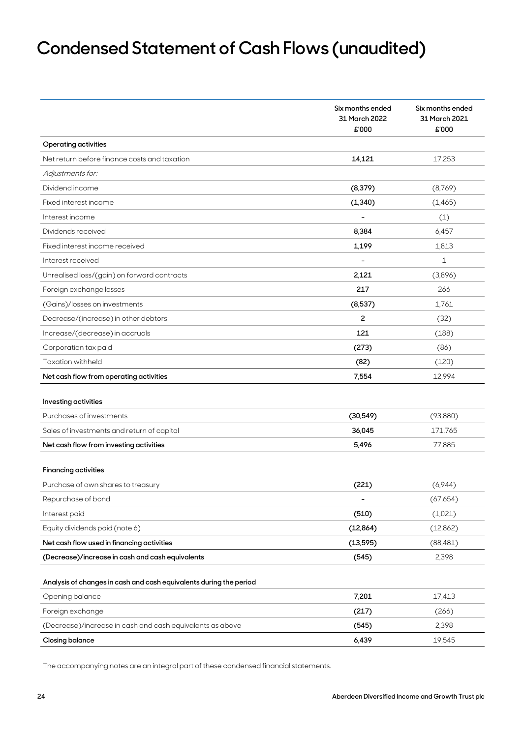# Condensed Statement of Cash Flows (unaudited)

| | Six months ended 31 March 2022 £'000 | Six months ended 31 March 2021 £'000 |
|---|---|---|
| **Operating activities** | | |
| Net return before finance costs and taxation | **14,121** | 17,253 |
| *Adjustments for:* | | |
| Dividend income | **(8,379)** | (8,769) |
| Fixed interest income | **(1,340)** | (1,465) |
| Interest income | **-** | (1) |
| Dividends received | **8,384** | 6,457 |
| Fixed interest income received | **1,199** | 1,813 |
| Interest received | **-** | 1 |
| Unrealised loss/(gain) on forward contracts | **2,121** | (3,896) |
| Foreign exchange losses | **217** | 266 |
| (Gains)/losses on investments | **(8,537)** | 1,761 |
| Decrease/(increase) in other debtors | **2** | (32) |
| Increase/(decrease) in accruals | **121** | (188) |
| Corporation tax paid | **(273)** | (86) |
| Taxation withheld | **(82)** | (120) |
| **Net cash flow from operating activities** | **7,554** | 12,994 |
| **Investing activities** | | |
| Purchases of investments | **(30,549)** | (93,880) |
| Sales of investments and return of capital | **36,045** | 171,765 |
| **Net cash flow from investing activities** | **5,496** | 77,885 |
| **Financing activities** | | |
| Purchase of own shares to treasury | **(221)** | (6,944) |
| Repurchase of bond | **-** | (67,654) |
| Interest paid | **(510)** | (1,021) |
| Equity dividends paid (note 6) | **(12,864)** | (12,862) |
| **Net cash flow used in financing activities** | **(13,595)** | (88,481) |
| **(Decrease)/increase in cash and cash equivalents** | **(545)** | 2,398 |
| **Analysis of changes in cash and cash equivalents during the period** | | |
| Opening balance | **7,201** | 17,413 |
| Foreign exchange | **(217)** | (266) |
| (Decrease)/increase in cash and cash equivalents as above | **(545)** | 2,398 |
| **Closing balance** | **6,439** | 19,545 |

The accompanying notes are an integral part of these condensed financial statements.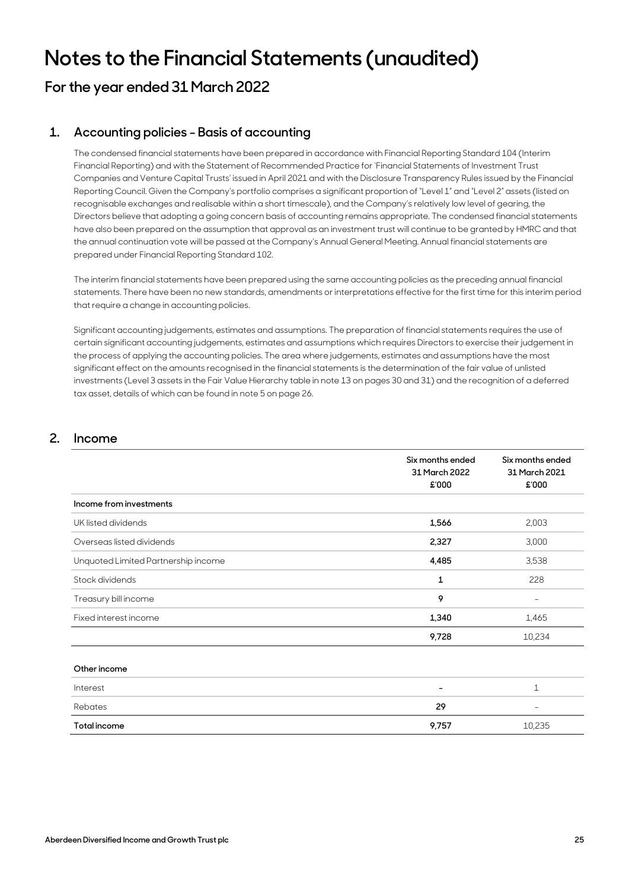# Notes to the Financial Statements (unaudited)

## For the year ended 31 March 2022

### 1. Accounting policies - Basis of accounting

The condensed financial statements have been prepared in accordance with Financial Reporting Standard 104 (Interim Financial Reporting) and with the Statement of Recommended Practice for 'Financial Statements of Investment Trust Companies and Venture Capital Trusts' issued in April 2021 and with the Disclosure Transparency Rules issued by the Financial Reporting Council. Given the Company's portfolio comprises a significant proportion of "Level 1" and "Level 2" assets (listed on recognisable exchanges and realisable within a short timescale), and the Company's relatively low level of gearing, the Directors believe that adopting a going concern basis of accounting remains appropriate. The condensed financial statements have also been prepared on the assumption that approval as an investment trust will continue to be granted by HMRC and that the annual continuation vote will be passed at the Company's Annual General Meeting. Annual financial statements are prepared under Financial Reporting Standard 102.

The interim financial statements have been prepared using the same accounting policies as the preceding annual financial statements. There have been no new standards, amendments or interpretations effective for the first time for this interim period that require a change in accounting policies.

Significant accounting judgements, estimates and assumptions. The preparation of financial statements requires the use of certain significant accounting judgements, estimates and assumptions which requires Directors to exercise their judgement in the process of applying the accounting policies. The area where judgements, estimates and assumptions have the most significant effect on the amounts recognised in the financial statements is the determination of the fair value of unlisted investments (Level 3 assets in the Fair Value Hierarchy table in note 13 on pages 30 and 31) and the recognition of a deferred tax asset, details of which can be found in note 5 on page 26.

### 2. Income

| | Six months ended 31 March 2022 £'000 | Six months ended 31 March 2021 £'000 |
|---|---|---|
| **Income from investments** | | |
| UK listed dividends | **1,566** | 2,003 |
| Overseas listed dividends | **2,327** | 3,000 |
| Unquoted Limited Partnership income | **4,485** | 3,538 |
| Stock dividends | **1** | 228 |
| Treasury bill income | **9** | – |
| Fixed interest income | **1,340** | 1,465 |
| | **9,728** | 10,234 |
| | | |
| **Other income** | | |
| Interest | **–** | 1 |
| Rebates | **29** | – |
| **Total income** | **9,757** | 10,235 |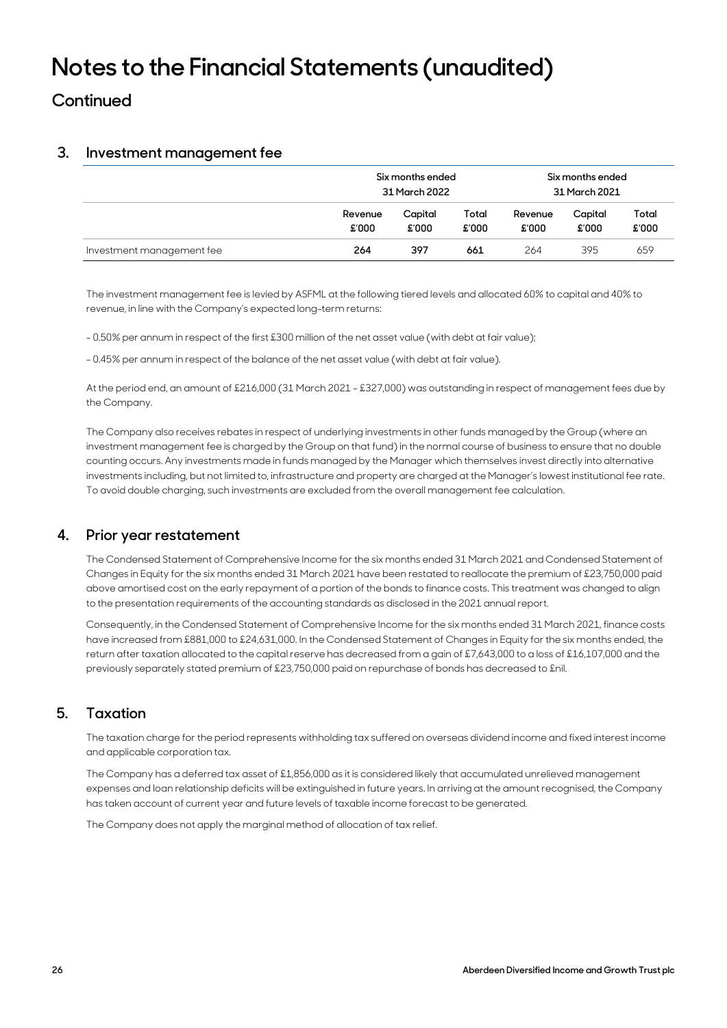# Notes to the Financial Statements (unaudited)

## Continued

### 3. Investment management fee

| | Six months ended 31 March 2022 | | | Six months ended 31 March 2021 | | |
|---|---|---|---|---|---|---|
| | Revenue £'000 | Capital £'000 | Total £'000 | Revenue £'000 | Capital £'000 | Total £'000 |
| Investment management fee | **264** | **397** | **661** | 264 | 395 | 659 |

The investment management fee is levied by ASFML at the following tiered levels and allocated 60% to capital and 40% to revenue, in line with the Company's expected long-term returns:

- 0.50% per annum in respect of the first £300 million of the net asset value (with debt at fair value);

- 0.45% per annum in respect of the balance of the net asset value (with debt at fair value).

At the period end, an amount of £216,000 (31 March 2021 - £327,000) was outstanding in respect of management fees due by the Company.

The Company also receives rebates in respect of underlying investments in other funds managed by the Group (where an investment management fee is charged by the Group on that fund) in the normal course of business to ensure that no double counting occurs. Any investments made in funds managed by the Manager which themselves invest directly into alternative investments including, but not limited to, infrastructure and property are charged at the Manager's lowest institutional fee rate. To avoid double charging, such investments are excluded from the overall management fee calculation.

### 4. Prior year restatement

The Condensed Statement of Comprehensive Income for the six months ended 31 March 2021 and Condensed Statement of Changes in Equity for the six months ended 31 March 2021 have been restated to reallocate the premium of £23,750,000 paid above amortised cost on the early repayment of a portion of the bonds to finance costs. This treatment was changed to align to the presentation requirements of the accounting standards as disclosed in the 2021 annual report.

Consequently, in the Condensed Statement of Comprehensive Income for the six months ended 31 March 2021, finance costs have increased from £881,000 to £24,631,000. In the Condensed Statement of Changes in Equity for the six months ended, the return after taxation allocated to the capital reserve has decreased from a gain of £7,643,000 to a loss of £16,107,000 and the previously separately stated premium of £23,750,000 paid on repurchase of bonds has decreased to £nil.

### 5. Taxation

The taxation charge for the period represents withholding tax suffered on overseas dividend income and fixed interest income and applicable corporation tax.

The Company has a deferred tax asset of £1,856,000 as it is considered likely that accumulated unrelieved management expenses and loan relationship deficits will be extinguished in future years. In arriving at the amount recognised, the Company has taken account of current year and future levels of taxable income forecast to be generated.

The Company does not apply the marginal method of allocation of tax relief.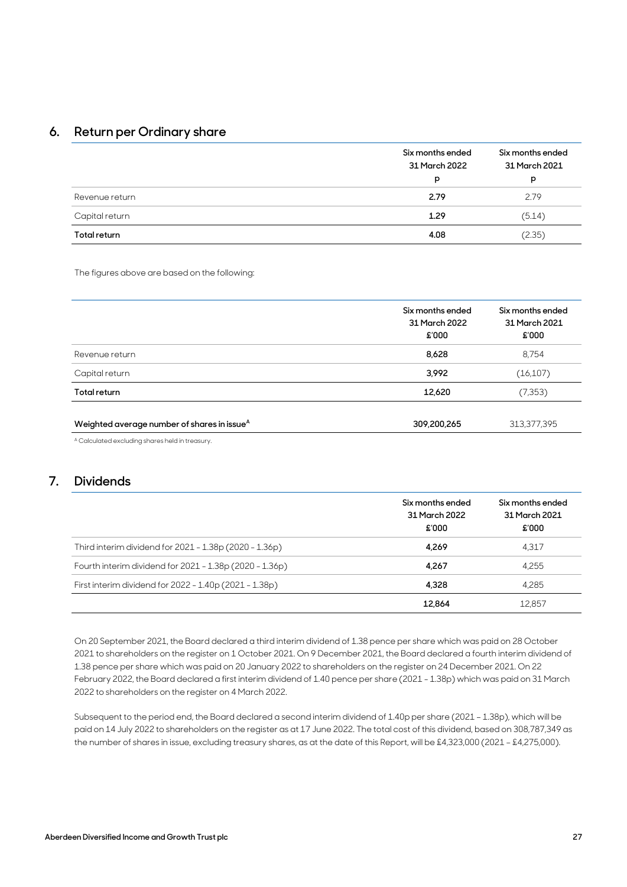## 6. Return per Ordinary share

| | Six months ended 31 March 2022 p | Six months ended 31 March 2021 p |
|---|---|---|
| Revenue return | **2.79** | 2.79 |
| Capital return | **1.29** | (5.14) |
| **Total return** | **4.08** | (2.35) |

The figures above are based on the following:

| | Six months ended 31 March 2022 £'000 | Six months ended 31 March 2021 £'000 |
|---|---|---|
| Revenue return | **8,628** | 8,754 |
| Capital return | **3,992** | (16,107) |
| **Total return** | **12,620** | (7,353) |
| **Weighted average number of shares in issue**[A] | **309,200,265** | 313,377,395 |

[A] Calculated excluding shares held in treasury.

## 7. Dividends

| | Six months ended 31 March 2022 £'000 | Six months ended 31 March 2021 £'000 |
|---|---|---|
| Third interim dividend for 2021 - 1.38p (2020 - 1.36p) | **4,269** | 4,317 |
| Fourth interim dividend for 2021 - 1.38p (2020 - 1.36p) | **4,267** | 4,255 |
| First interim dividend for 2022 - 1.40p (2021 - 1.38p) | **4,328** | 4,285 |
| | **12,864** | 12,857 |

On 20 September 2021, the Board declared a third interim dividend of 1.38 pence per share which was paid on 28 October 2021 to shareholders on the register on 1 October 2021. On 9 December 2021, the Board declared a fourth interim dividend of 1.38 pence per share which was paid on 20 January 2022 to shareholders on the register on 24 December 2021. On 22 February 2022, the Board declared a first interim dividend of 1.40 pence per share (2021 - 1.38p) which was paid on 31 March 2022 to shareholders on the register on 4 March 2022.

Subsequent to the period end, the Board declared a second interim dividend of 1.40p per share (2021 – 1.38p), which will be paid on 14 July 2022 to shareholders on the register as at 17 June 2022. The total cost of this dividend, based on 308,787,349 as the number of shares in issue, excluding treasury shares, as at the date of this Report, will be £4,323,000 (2021 – £4,275,000).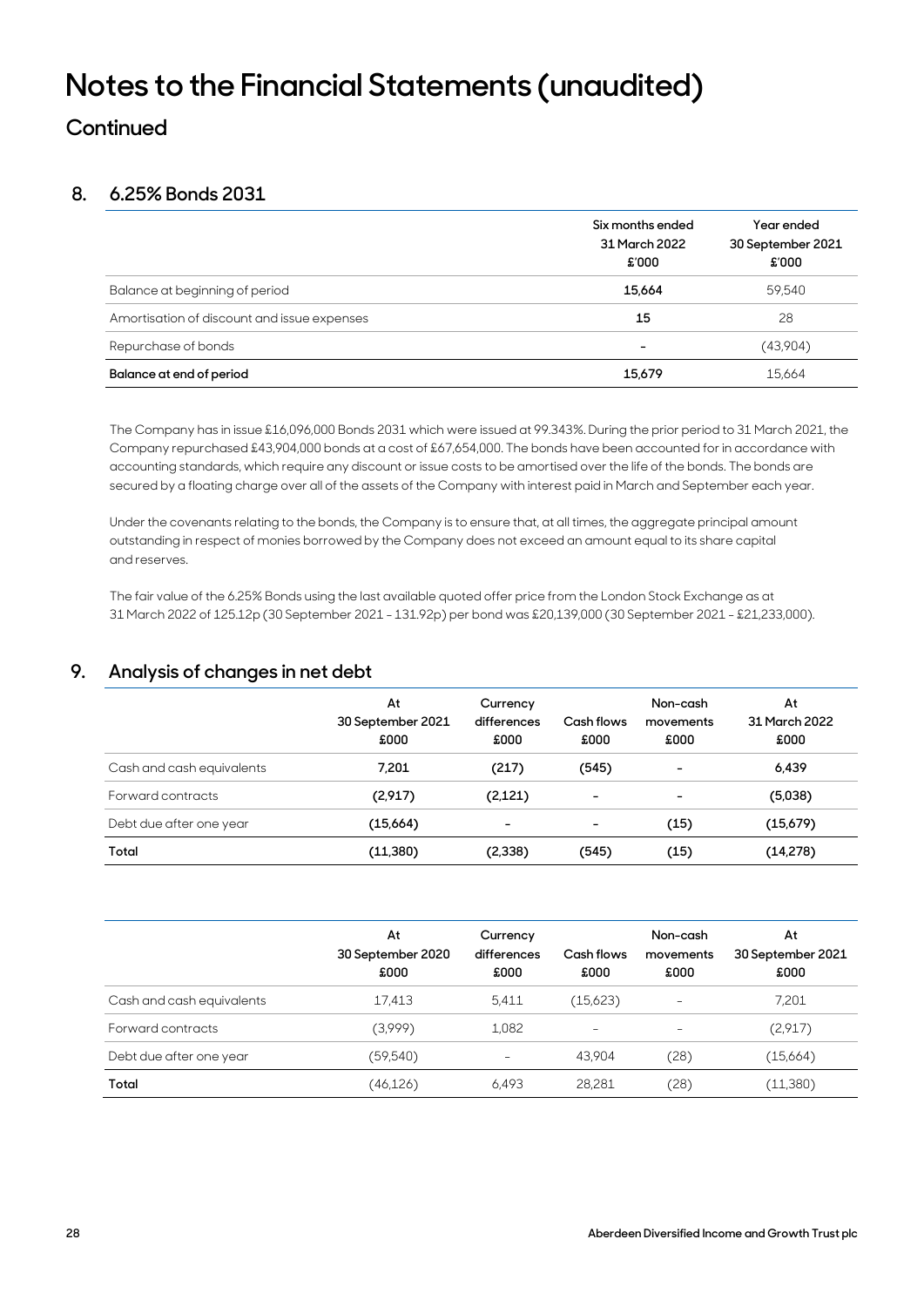# Notes to the Financial Statements (unaudited)

## Continued

### 8. 6.25% Bonds 2031

| | Six months ended 31 March 2022 £'000 | Year ended 30 September 2021 £'000 |
|---|---|---|
| Balance at beginning of period | **15,664** | 59,540 |
| Amortisation of discount and issue expenses | **15** | 28 |
| Repurchase of bonds | **–** | (43,904) |
| **Balance at end of period** | **15,679** | 15,664 |

The Company has in issue £16,096,000 Bonds 2031 which were issued at 99.343%. During the prior period to 31 March 2021, the Company repurchased £43,904,000 bonds at a cost of £67,654,000. The bonds have been accounted for in accordance with accounting standards, which require any discount or issue costs to be amortised over the life of the bonds. The bonds are secured by a floating charge over all of the assets of the Company with interest paid in March and September each year.

Under the covenants relating to the bonds, the Company is to ensure that, at all times, the aggregate principal amount outstanding in respect of monies borrowed by the Company does not exceed an amount equal to its share capital and reserves.

The fair value of the 6.25% Bonds using the last available quoted offer price from the London Stock Exchange as at 31 March 2022 of 125.12p (30 September 2021 – 131.92p) per bond was £20,139,000 (30 September 2021 – £21,233,000).

### 9. Analysis of changes in net debt

| | At 30 September 2021 £000 | Currency differences £000 | Cash flows £000 | Non-cash movements £000 | At 31 March 2022 £000 |
|---|---|---|---|---|---|
| Cash and cash equivalents | **7,201** | **(217)** | **(545)** | **–** | **6,439** |
| Forward contracts | **(2,917)** | **(2,121)** | **–** | **–** | **(5,038)** |
| Debt due after one year | **(15,664)** | **–** | **–** | **(15)** | **(15,679)** |
| **Total** | **(11,380)** | **(2,338)** | **(545)** | **(15)** | **(14,278)** |

| | At 30 September 2020 £000 | Currency differences £000 | Cash flows £000 | Non-cash movements £000 | At 30 September 2021 £000 |
|---|---|---|---|---|---|
| Cash and cash equivalents | 17,413 | 5,411 | (15,623) | – | 7,201 |
| Forward contracts | (3,999) | 1,082 | – | – | (2,917) |
| Debt due after one year | (59,540) | – | 43,904 | (28) | (15,664) |
| **Total** | (46,126) | 6,493 | 28,281 | (28) | (11,380) |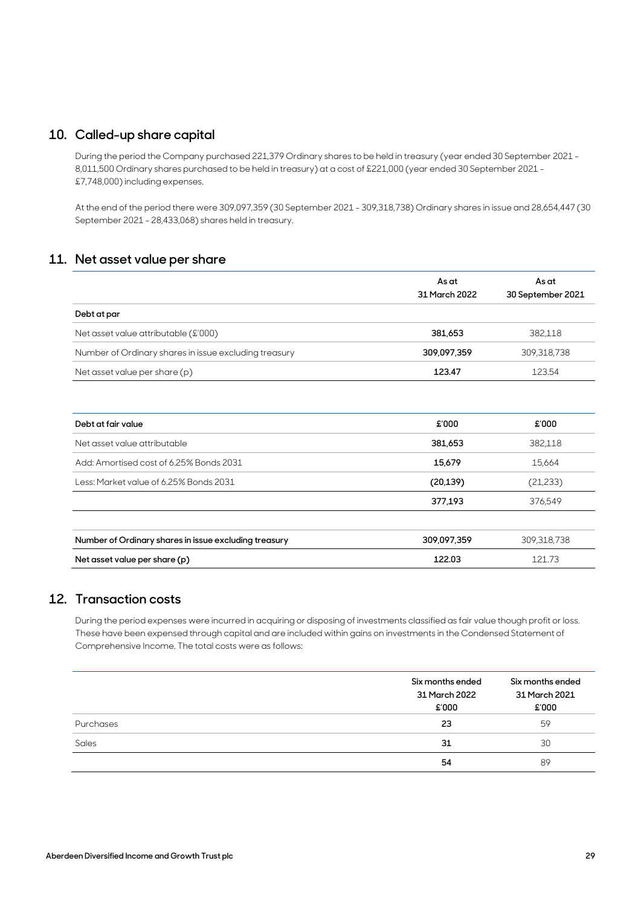## 10. Called-up share capital

During the period the Company purchased 221,379 Ordinary shares to be held in treasury (year ended 30 September 2021 - 8,011,500 Ordinary shares purchased to be held in treasury) at a cost of £221,000 (year ended 30 September 2021 - £7,748,000) including expenses.

At the end of the period there were 309,097,359 (30 September 2021 - 309,318,738) Ordinary shares in issue and 28,654,447 (30 September 2021 - 28,433,068) shares held in treasury.

## 11. Net asset value per share

| | As at 31 March 2022 | As at 30 September 2021 |
|---|---|---|
| **Debt at par** | | |
| Net asset value attributable (£'000) | **381,653** | 382,118 |
| Number of Ordinary shares in issue excluding treasury | **309,097,359** | 309,318,738 |
| Net asset value per share (p) | **123.47** | 123.54 |

| **Debt at fair value** | **£'000** | **£'000** |
|---|---|---|
| Net asset value attributable | **381,653** | 382,118 |
| Add: Amortised cost of 6.25% Bonds 2031 | **15,679** | 15,664 |
| Less: Market value of 6.25% Bonds 2031 | **(20,139)** | (21,233) |
| | **377,193** | 376,549 |
| | | |
| **Number of Ordinary shares in issue excluding treasury** | **309,097,359** | 309,318,738 |
| **Net asset value per share (p)** | **122.03** | 121.73 |

## 12. Transaction costs

During the period expenses were incurred in acquiring or disposing of investments classified as fair value though profit or loss. These have been expensed through capital and are included within gains on investments in the Condensed Statement of Comprehensive Income. The total costs were as follows:

| | Six months ended 31 March 2022 £'000 | Six months ended 31 March 2021 £'000 |
|---|---|---|
| Purchases | **23** | 59 |
| Sales | **31** | 30 |
| | **54** | 89 |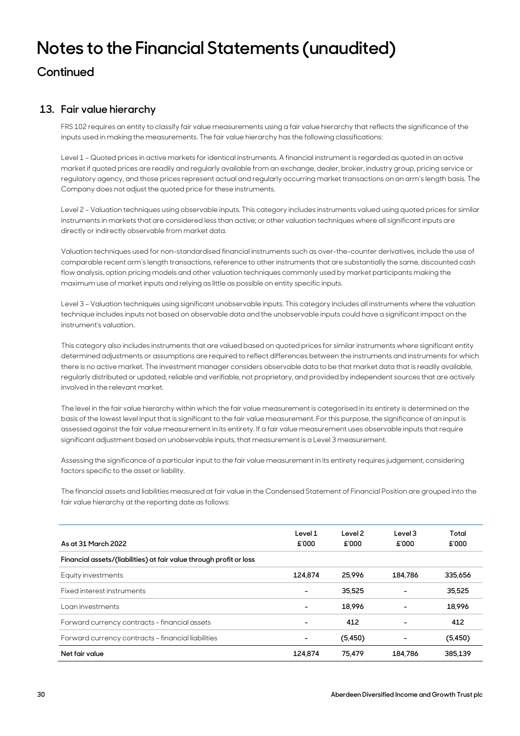# Notes to the Financial Statements (unaudited)

## Continued

### 13. Fair value hierarchy

FRS 102 requires an entity to classify fair value measurements using a fair value hierarchy that reflects the significance of the inputs used in making the measurements. The fair value hierarchy has the following classifications:

Level 1 – Quoted prices in active markets for identical instruments. A financial instrument is regarded as quoted in an active market if quoted prices are readily and regularly available from an exchange, dealer, broker, industry group, pricing service or regulatory agency, and those prices represent actual and regularly occurring market transactions on an arm's length basis. The Company does not adjust the quoted price for these instruments.

Level 2 – Valuation techniques using observable inputs. This category includes instruments valued using quoted prices for similar instruments in markets that are considered less than active; or other valuation techniques where all significant inputs are directly or indirectly observable from market data.

Valuation techniques used for non-standardised financial instruments such as over-the-counter derivatives, include the use of comparable recent arm's length transactions, reference to other instruments that are substantially the same, discounted cash flow analysis, option pricing models and other valuation techniques commonly used by market participants making the maximum use of market inputs and relying as little as possible on entity specific inputs.

Level 3 – Valuation techniques using significant unobservable inputs. This category includes all instruments where the valuation technique includes inputs not based on observable data and the unobservable inputs could have a significant impact on the instrument's valuation.

This category also includes instruments that are valued based on quoted prices for similar instruments where significant entity determined adjustments or assumptions are required to reflect differences between the instruments and instruments for which there is no active market. The investment manager considers observable data to be that market data that is readily available, regularly distributed or updated, reliable and verifiable, not proprietary, and provided by independent sources that are actively involved in the relevant market.

The level in the fair value hierarchy within which the fair value measurement is categorised in its entirety is determined on the basis of the lowest level input that is significant to the fair value measurement. For this purpose, the significance of an input is assessed against the fair value measurement in its entirety. If a fair value measurement uses observable inputs that require significant adjustment based on unobservable inputs, that measurement is a Level 3 measurement.

Assessing the significance of a particular input to the fair value measurement in its entirety requires judgement, considering factors specific to the asset or liability.

The financial assets and liabilities measured at fair value in the Condensed Statement of Financial Position are grouped into the fair value hierarchy at the reporting date as follows:

| As at 31 March 2022 | Level 1 £'000 | Level 2 £'000 | Level 3 £'000 | Total £'000 |
|---|---|---|---|---|
| **Financial assets/(liabilities) at fair value through profit or loss** | | | | |
| Equity investments | **124,874** | **25,996** | **184,786** | **335,656** |
| Fixed interest instruments | **–** | **35,525** | **–** | **35,525** |
| Loan investments | **–** | **18,996** | **–** | **18,996** |
| Forward currency contracts - financial assets | **–** | **412** | **–** | **412** |
| Forward currency contracts - financial liabilities | **–** | **(5,450)** | **–** | **(5,450)** |
| **Net fair value** | **124,874** | **75,479** | **184,786** | **385,139** |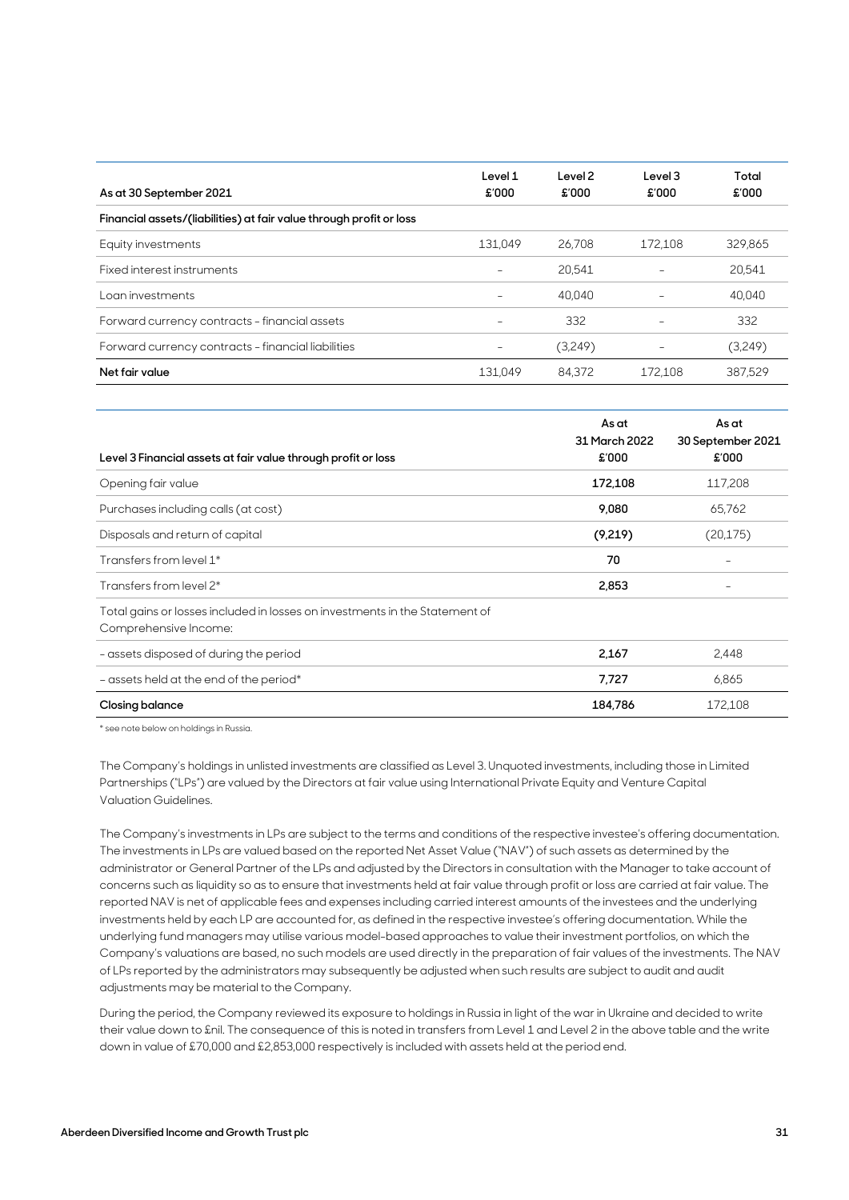| As at 30 September 2021 | Level 1 £'000 | Level 2 £'000 | Level 3 £'000 | Total £'000 |
|---|---|---|---|---|
| **Financial assets/(liabilities) at fair value through profit or loss** | | | | |
| Equity investments | 131,049 | 26,708 | 172,108 | 329,865 |
| Fixed interest instruments | – | 20,541 | – | 20,541 |
| Loan investments | – | 40,040 | – | 40,040 |
| Forward currency contracts – financial assets | – | 332 | – | 332 |
| Forward currency contracts – financial liabilities | – | (3,249) | – | (3,249) |
| **Net fair value** | 131,049 | 84,372 | 172,108 | 387,529 |

| Level 3 Financial assets at fair value through profit or loss | As at 31 March 2022 £'000 | As at 30 September 2021 £'000 |
|---|---|---|
| Opening fair value | **172,108** | 117,208 |
| Purchases including calls (at cost) | **9,080** | 65,762 |
| Disposals and return of capital | **(9,219)** | (20,175) |
| Transfers from level 1* | **70** | – |
| Transfers from level 2* | **2,853** | – |
| Total gains or losses included in losses on investments in the Statement of Comprehensive Income: | | |
| – assets disposed of during the period | **2,167** | 2,448 |
| – assets held at the end of the period* | **7,727** | 6,865 |
| **Closing balance** | **184,786** | 172,108 |

\* see note below on holdings in Russia.

The Company's holdings in unlisted investments are classified as Level 3. Unquoted investments, including those in Limited Partnerships ("LPs") are valued by the Directors at fair value using International Private Equity and Venture Capital Valuation Guidelines.

The Company's investments in LPs are subject to the terms and conditions of the respective investee's offering documentation. The investments in LPs are valued based on the reported Net Asset Value ("NAV") of such assets as determined by the administrator or General Partner of the LPs and adjusted by the Directors in consultation with the Manager to take account of concerns such as liquidity so as to ensure that investments held at fair value through profit or loss are carried at fair value. The reported NAV is net of applicable fees and expenses including carried interest amounts of the investees and the underlying investments held by each LP are accounted for, as defined in the respective investee's offering documentation. While the underlying fund managers may utilise various model-based approaches to value their investment portfolios, on which the Company's valuations are based, no such models are used directly in the preparation of fair values of the investments. The NAV of LPs reported by the administrators may subsequently be adjusted when such results are subject to audit and audit adjustments may be material to the Company.

During the period, the Company reviewed its exposure to holdings in Russia in light of the war in Ukraine and decided to write their value down to £nil. The consequence of this is noted in transfers from Level 1 and Level 2 in the above table and the write down in value of £70,000 and £2,853,000 respectively is included with assets held at the period end.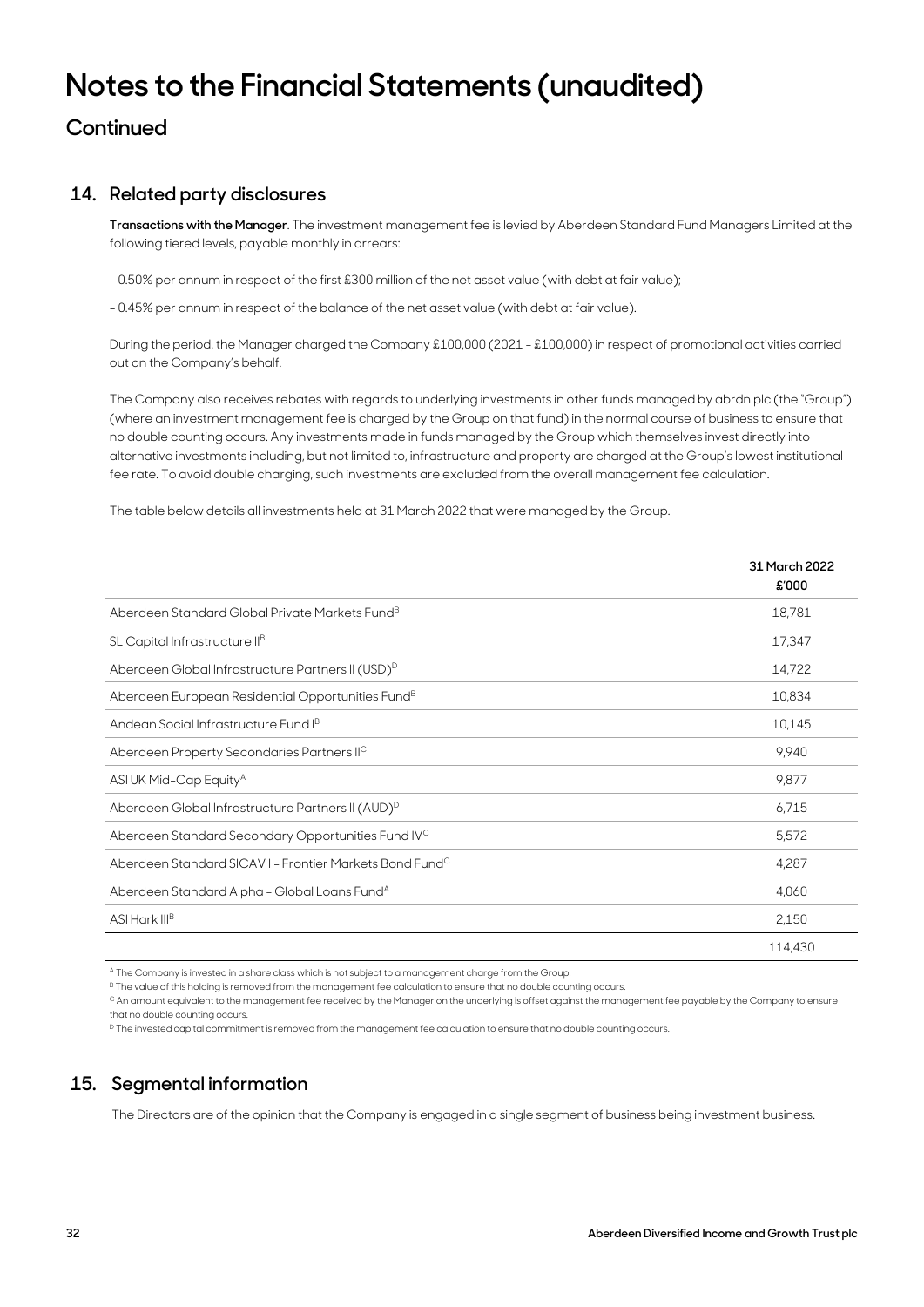# Notes to the Financial Statements (unaudited)

## Continued

## 14. Related party disclosures

**Transactions with the Manager**. The investment management fee is levied by Aberdeen Standard Fund Managers Limited at the following tiered levels, payable monthly in arrears:

- 0.50% per annum in respect of the first £300 million of the net asset value (with debt at fair value);

- 0.45% per annum in respect of the balance of the net asset value (with debt at fair value).

During the period, the Manager charged the Company £100,000 (2021 - £100,000) in respect of promotional activities carried out on the Company's behalf.

The Company also receives rebates with regards to underlying investments in other funds managed by abrdn plc (the "Group") (where an investment management fee is charged by the Group on that fund) in the normal course of business to ensure that no double counting occurs. Any investments made in funds managed by the Group which themselves invest directly into alternative investments including, but not limited to, infrastructure and property are charged at the Group's lowest institutional fee rate. To avoid double charging, such investments are excluded from the overall management fee calculation.

The table below details all investments held at 31 March 2022 that were managed by the Group.

| | 31 March 2022 £'000 |
|---|---|
| Aberdeen Standard Global Private Markets Fund[B] | 18,781 |
| SL Capital Infrastructure II[B] | 17,347 |
| Aberdeen Global Infrastructure Partners II (USD)[D] | 14,722 |
| Aberdeen European Residential Opportunities Fund[B] | 10,834 |
| Andean Social Infrastructure Fund I[B] | 10,145 |
| Aberdeen Property Secondaries Partners II[C] | 9,940 |
| ASI UK Mid-Cap Equity[A] | 9,877 |
| Aberdeen Global Infrastructure Partners II (AUD)[D] | 6,715 |
| Aberdeen Standard Secondary Opportunities Fund IV[C] | 5,572 |
| Aberdeen Standard SICAV I - Frontier Markets Bond Fund[C] | 4,287 |
| Aberdeen Standard Alpha - Global Loans Fund[A] | 4,060 |
| ASI Hark III[B] | 2,150 |
| | 114,430 |

[A] The Company is invested in a share class which is not subject to a management charge from the Group.

[B] The value of this holding is removed from the management fee calculation to ensure that no double counting occurs.

[C] An amount equivalent to the management fee received by the Manager on the underlying is offset against the management fee payable by the Company to ensure that no double counting occurs.

[D] The invested capital commitment is removed from the management fee calculation to ensure that no double counting occurs.

## 15. Segmental information

The Directors are of the opinion that the Company is engaged in a single segment of business being investment business.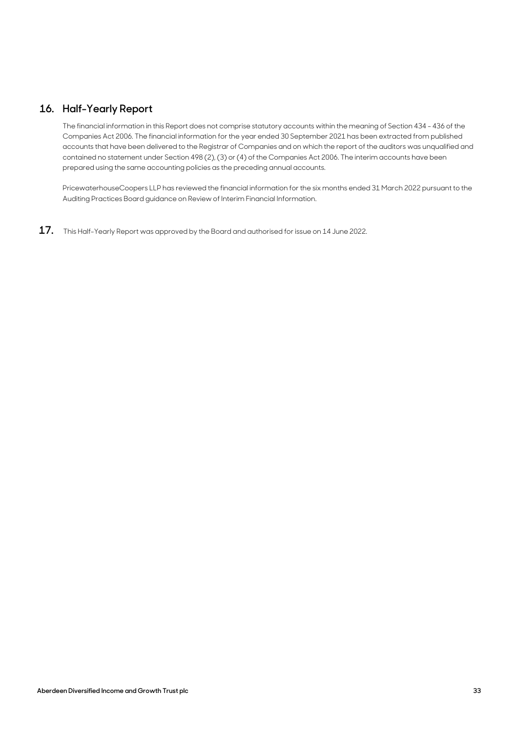## 16. Half-Yearly Report

The financial information in this Report does not comprise statutory accounts within the meaning of Section 434 - 436 of the Companies Act 2006. The financial information for the year ended 30 September 2021 has been extracted from published accounts that have been delivered to the Registrar of Companies and on which the report of the auditors was unqualified and contained no statement under Section 498 (2), (3) or (4) of the Companies Act 2006. The interim accounts have been prepared using the same accounting policies as the preceding annual accounts.

PricewaterhouseCoopers LLP has reviewed the financial information for the six months ended 31 March 2022 pursuant to the Auditing Practices Board guidance on Review of Interim Financial Information.

**17.** This Half-Yearly Report was approved by the Board and authorised for issue on 14 June 2022.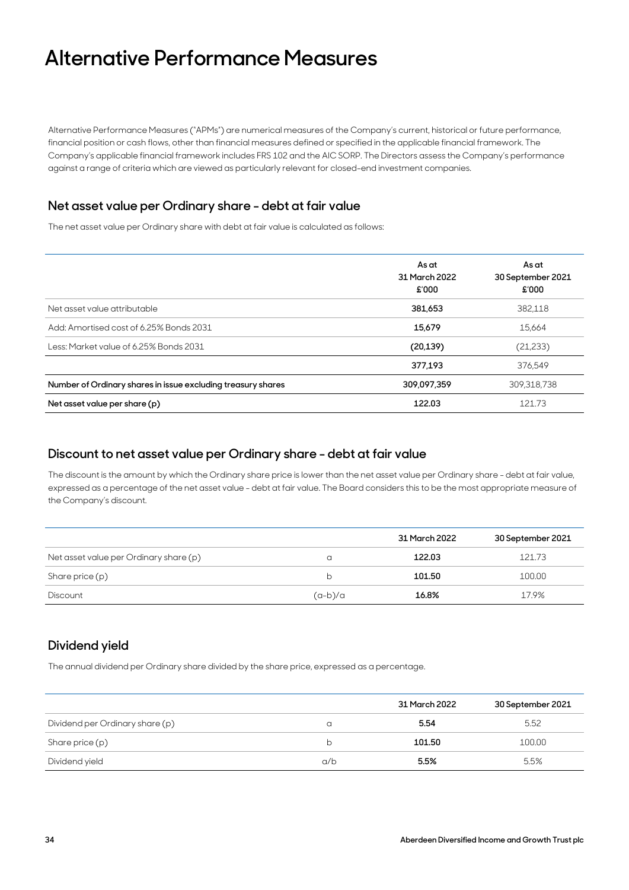# Alternative Performance Measures

Alternative Performance Measures ("APMs") are numerical measures of the Company's current, historical or future performance, financial position or cash flows, other than financial measures defined or specified in the applicable financial framework. The Company's applicable financial framework includes FRS 102 and the AIC SORP. The Directors assess the Company's performance against a range of criteria which are viewed as particularly relevant for closed-end investment companies.

## Net asset value per Ordinary share – debt at fair value

The net asset value per Ordinary share with debt at fair value is calculated as follows:

| | As at 31 March 2022 £'000 | As at 30 September 2021 £'000 |
|---|---|---|
| Net asset value attributable | **381,653** | 382,118 |
| Add: Amortised cost of 6.25% Bonds 2031 | **15,679** | 15,664 |
| Less: Market value of 6.25% Bonds 2031 | **(20,139)** | (21,233) |
| | **377,193** | 376,549 |
| **Number of Ordinary shares in issue excluding treasury shares** | **309,097,359** | 309,318,738 |
| **Net asset value per share (p)** | **122.03** | 121.73 |

## Discount to net asset value per Ordinary share – debt at fair value

The discount is the amount by which the Ordinary share price is lower than the net asset value per Ordinary share – debt at fair value, expressed as a percentage of the net asset value – debt at fair value. The Board considers this to be the most appropriate measure of the Company's discount.

| | | 31 March 2022 | 30 September 2021 |
|---|---|---|---|
| Net asset value per Ordinary share (p) | a | **122.03** | 121.73 |
| Share price (p) | b | **101.50** | 100.00 |
| Discount | (a-b)/a | **16.8%** | 17.9% |

## Dividend yield

The annual dividend per Ordinary share divided by the share price, expressed as a percentage.

| | | 31 March 2022 | 30 September 2021 |
|---|---|---|---|
| Dividend per Ordinary share (p) | a | **5.54** | 5.52 |
| Share price (p) | b | **101.50** | 100.00 |
| Dividend yield | a/b | **5.5%** | 5.5% |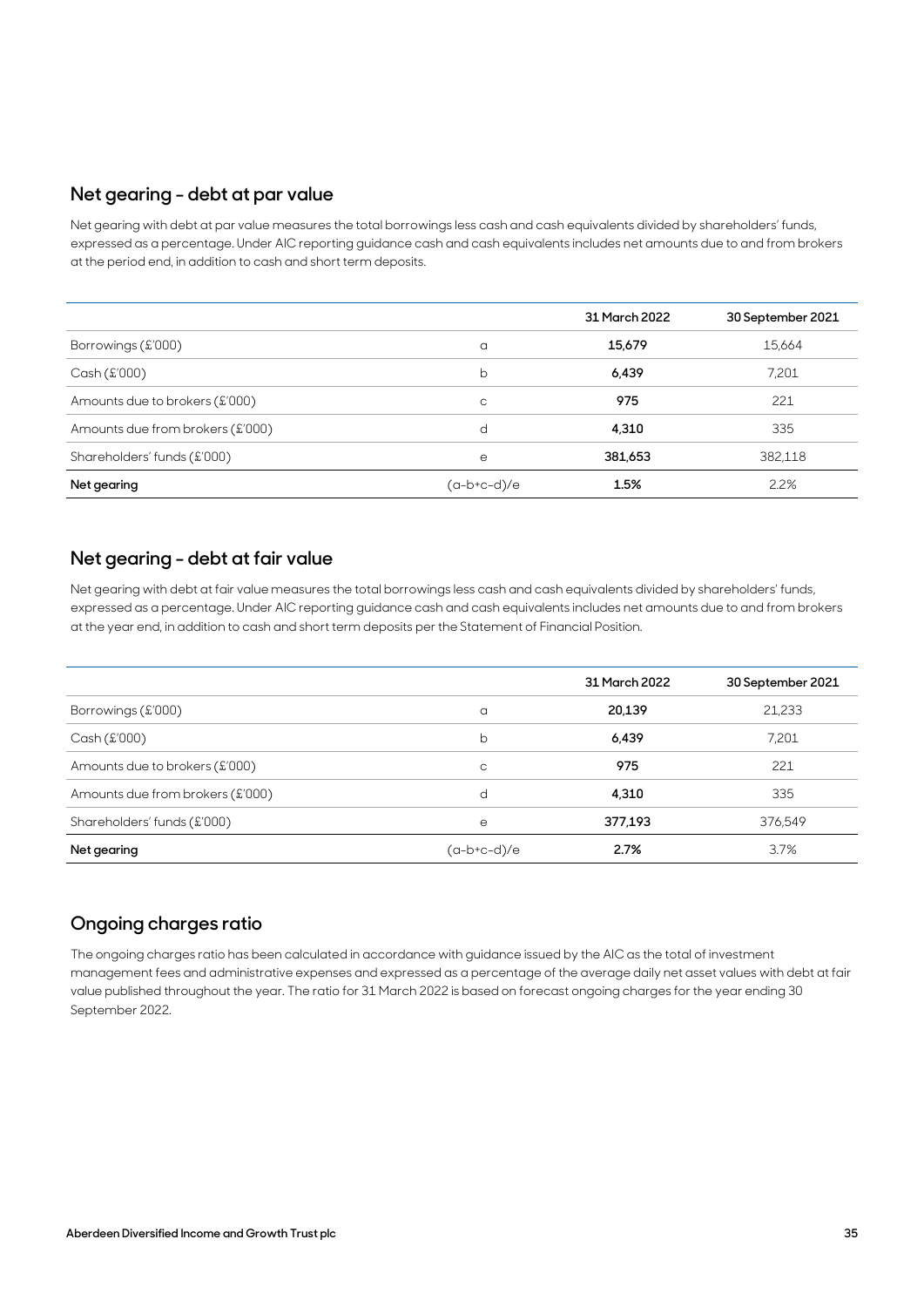## Net gearing - debt at par value

Net gearing with debt at par value measures the total borrowings less cash and cash equivalents divided by shareholders' funds, expressed as a percentage. Under AIC reporting guidance cash and cash equivalents includes net amounts due to and from brokers at the period end, in addition to cash and short term deposits.

| | | 31 March 2022 | 30 September 2021 |
|---|---|---|---|
| Borrowings (£'000) | a | **15,679** | 15,664 |
| Cash (£'000) | b | **6,439** | 7,201 |
| Amounts due to brokers (£'000) | c | **975** | 221 |
| Amounts due from brokers (£'000) | d | **4,310** | 335 |
| Shareholders' funds (£'000) | e | **381,653** | 382,118 |
| **Net gearing** | (a-b+c-d)/e | **1.5%** | 2.2% |

## Net gearing - debt at fair value

Net gearing with debt at fair value measures the total borrowings less cash and cash equivalents divided by shareholders' funds, expressed as a percentage. Under AIC reporting guidance cash and cash equivalents includes net amounts due to and from brokers at the year end, in addition to cash and short term deposits per the Statement of Financial Position.

| | | 31 March 2022 | 30 September 2021 |
|---|---|---|---|
| Borrowings (£'000) | a | **20,139** | 21,233 |
| Cash (£'000) | b | **6,439** | 7,201 |
| Amounts due to brokers (£'000) | c | **975** | 221 |
| Amounts due from brokers (£'000) | d | **4,310** | 335 |
| Shareholders' funds (£'000) | e | **377,193** | 376,549 |
| **Net gearing** | (a-b+c-d)/e | **2.7%** | 3.7% |

## Ongoing charges ratio

The ongoing charges ratio has been calculated in accordance with guidance issued by the AIC as the total of investment management fees and administrative expenses and expressed as a percentage of the average daily net asset values with debt at fair value published throughout the year. The ratio for 31 March 2022 is based on forecast ongoing charges for the year ending 30 September 2022.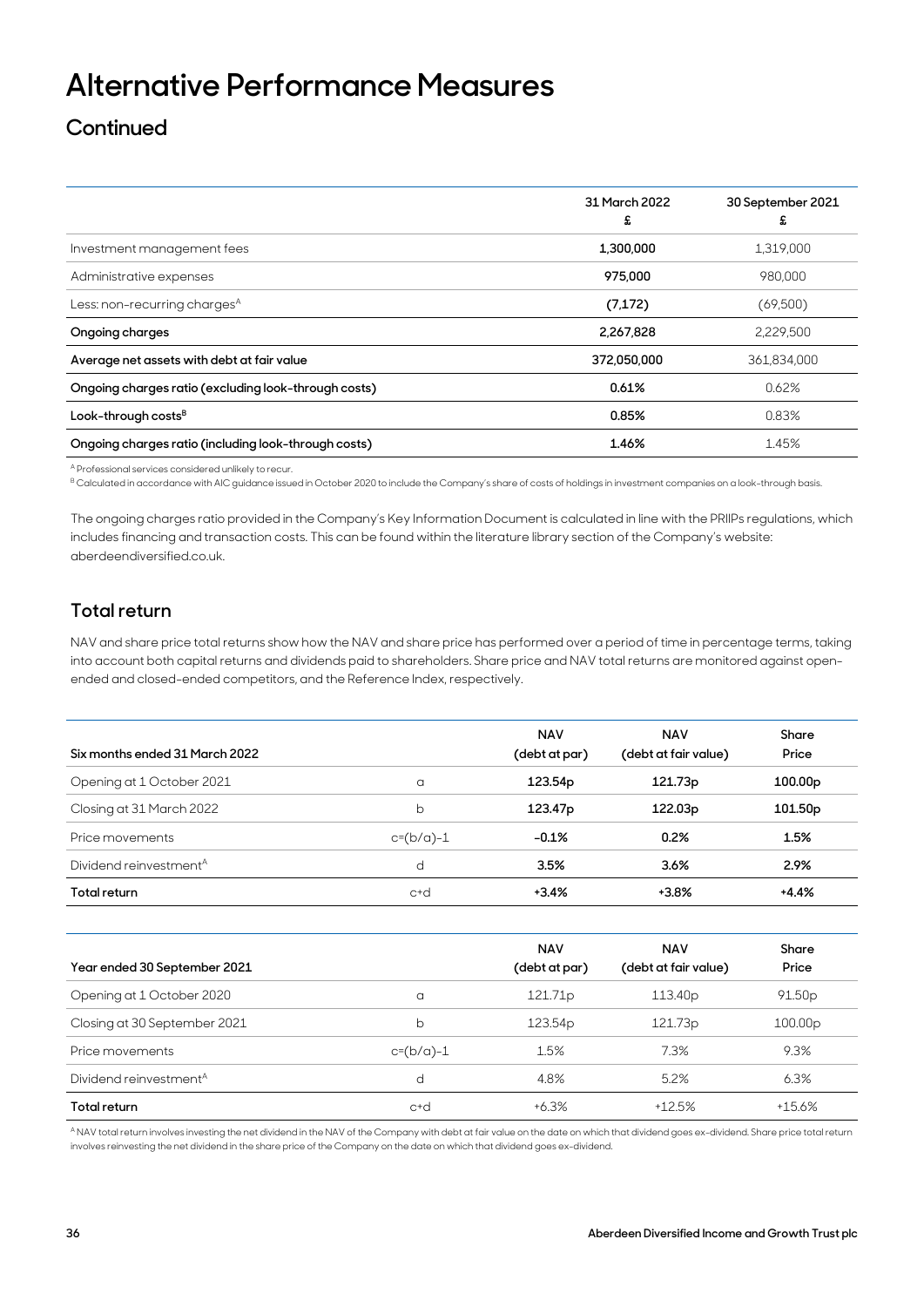# Alternative Performance Measures

## Continued

| | 31 March 2022<br>£ | 30 September 2021<br>£ |
|---|---|---|
| Investment management fees | **1,300,000** | 1,319,000 |
| Administrative expenses | **975,000** | 980,000 |
| Less: non-recurring charges[A] | **(7,172)** | (69,500) |
| **Ongoing charges** | **2,267,828** | 2,229,500 |
| **Average net assets with debt at fair value** | **372,050,000** | 361,834,000 |
| **Ongoing charges ratio (excluding look-through costs)** | **0.61%** | 0.62% |
| **Look-through costs[B]** | **0.85%** | 0.83% |
| **Ongoing charges ratio (including look-through costs)** | **1.46%** | 1.45% |

[A] Professional services considered unlikely to recur.

[B] Calculated in accordance with AIC guidance issued in October 2020 to include the Company's share of costs of holdings in investment companies on a look-through basis.

The ongoing charges ratio provided in the Company's Key Information Document is calculated in line with the PRIIPs regulations, which includes financing and transaction costs. This can be found within the literature library section of the Company's website: aberdeendiversified.co.uk.

## Total return

NAV and share price total returns show how the NAV and share price has performed over a period of time in percentage terms, taking into account both capital returns and dividends paid to shareholders. Share price and NAV total returns are monitored against open-ended and closed-ended competitors, and the Reference Index, respectively.

| Six months ended 31 March 2022 | | NAV (debt at par) | NAV (debt at fair value) | Share Price |
|---|---|---|---|---|
| Opening at 1 October 2021 | a | **123.54p** | **121.73p** | **100.00p** |
| Closing at 31 March 2022 | b | **123.47p** | **122.03p** | **101.50p** |
| Price movements | c=(b/a)-1 | **-0.1%** | **0.2%** | **1.5%** |
| Dividend reinvestment[A] | d | **3.5%** | **3.6%** | **2.9%** |
| **Total return** | c+d | **+3.4%** | **+3.8%** | **+4.4%** |

| Year ended 30 September 2021 | | NAV (debt at par) | NAV (debt at fair value) | Share Price |
|---|---|---|---|---|
| Opening at 1 October 2020 | a | 121.71p | 113.40p | 91.50p |
| Closing at 30 September 2021 | b | 123.54p | 121.73p | 100.00p |
| Price movements | c=(b/a)-1 | 1.5% | 7.3% | 9.3% |
| Dividend reinvestment[A] | d | 4.8% | 5.2% | 6.3% |
| **Total return** | c+d | +6.3% | +12.5% | +15.6% |

[A] NAV total return involves investing the net dividend in the NAV of the Company with debt at fair value on the date on which that dividend goes ex-dividend. Share price total return involves reinvesting the net dividend in the share price of the Company on the date on which that dividend goes ex-dividend.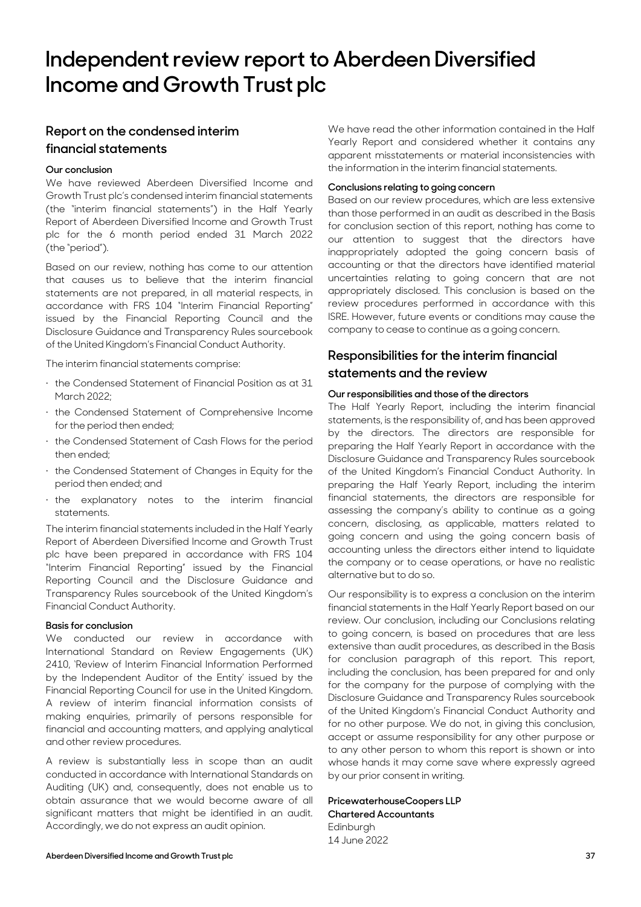# Independent review report to Aberdeen Diversified Income and Growth Trust plc

## Report on the condensed interim financial statements

### Our conclusion

We have reviewed Aberdeen Diversified Income and Growth Trust plc's condensed interim financial statements (the "interim financial statements") in the Half Yearly Report of Aberdeen Diversified Income and Growth Trust plc for the 6 month period ended 31 March 2022 (the "period").

Based on our review, nothing has come to our attention that causes us to believe that the interim financial statements are not prepared, in all material respects, in accordance with FRS 104 "Interim Financial Reporting" issued by the Financial Reporting Council and the Disclosure Guidance and Transparency Rules sourcebook of the United Kingdom's Financial Conduct Authority.

The interim financial statements comprise:

- the Condensed Statement of Financial Position as at 31 March 2022;
- the Condensed Statement of Comprehensive Income for the period then ended;
- the Condensed Statement of Cash Flows for the period then ended;
- the Condensed Statement of Changes in Equity for the period then ended; and
- the explanatory notes to the interim financial statements.

The interim financial statements included in the Half Yearly Report of Aberdeen Diversified Income and Growth Trust plc have been prepared in accordance with FRS 104 "Interim Financial Reporting" issued by the Financial Reporting Council and the Disclosure Guidance and Transparency Rules sourcebook of the United Kingdom's Financial Conduct Authority.

### Basis for conclusion

We conducted our review in accordance with International Standard on Review Engagements (UK) 2410, 'Review of Interim Financial Information Performed by the Independent Auditor of the Entity' issued by the Financial Reporting Council for use in the United Kingdom. A review of interim financial information consists of making enquiries, primarily of persons responsible for financial and accounting matters, and applying analytical and other review procedures.

A review is substantially less in scope than an audit conducted in accordance with International Standards on Auditing (UK) and, consequently, does not enable us to obtain assurance that we would become aware of all significant matters that might be identified in an audit. Accordingly, we do not express an audit opinion.

We have read the other information contained in the Half Yearly Report and considered whether it contains any apparent misstatements or material inconsistencies with the information in the interim financial statements.

### Conclusions relating to going concern

Based on our review procedures, which are less extensive than those performed in an audit as described in the Basis for conclusion section of this report, nothing has come to our attention to suggest that the directors have inappropriately adopted the going concern basis of accounting or that the directors have identified material uncertainties relating to going concern that are not appropriately disclosed. This conclusion is based on the review procedures performed in accordance with this ISRE. However, future events or conditions may cause the company to cease to continue as a going concern.

## Responsibilities for the interim financial statements and the review

### Our responsibilities and those of the directors

The Half Yearly Report, including the interim financial statements, is the responsibility of, and has been approved by the directors. The directors are responsible for preparing the Half Yearly Report in accordance with the Disclosure Guidance and Transparency Rules sourcebook of the United Kingdom's Financial Conduct Authority. In preparing the Half Yearly Report, including the interim financial statements, the directors are responsible for assessing the company's ability to continue as a going concern, disclosing, as applicable, matters related to going concern and using the going concern basis of accounting unless the directors either intend to liquidate the company or to cease operations, or have no realistic alternative but to do so.

Our responsibility is to express a conclusion on the interim financial statements in the Half Yearly Report based on our review. Our conclusion, including our Conclusions relating to going concern, is based on procedures that are less extensive than audit procedures, as described in the Basis for conclusion paragraph of this report. This report, including the conclusion, has been prepared for and only for the company for the purpose of complying with the Disclosure Guidance and Transparency Rules sourcebook of the United Kingdom's Financial Conduct Authority and for no other purpose. We do not, in giving this conclusion, accept or assume responsibility for any other purpose or to any other person to whom this report is shown or into whose hands it may come save where expressly agreed by our prior consent in writing.

**PricewaterhouseCoopers LLP**
**Chartered Accountants**
Edinburgh
14 June 2022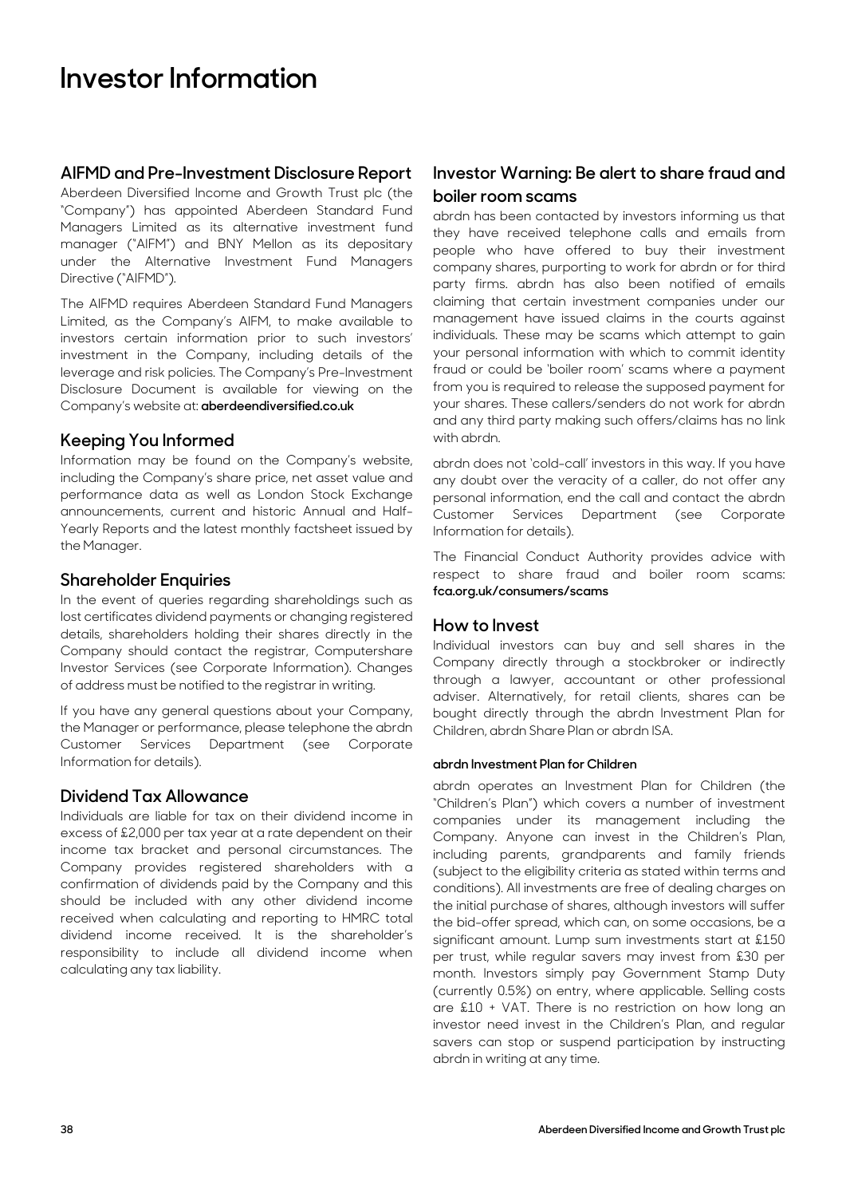# Investor Information

## AIFMD and Pre-Investment Disclosure Report

Aberdeen Diversified Income and Growth Trust plc (the "Company") has appointed Aberdeen Standard Fund Managers Limited as its alternative investment fund manager ("AIFM") and BNY Mellon as its depositary under the Alternative Investment Fund Managers Directive ("AIFMD").

The AIFMD requires Aberdeen Standard Fund Managers Limited, as the Company's AIFM, to make available to investors certain information prior to such investors' investment in the Company, including details of the leverage and risk policies. The Company's Pre-Investment Disclosure Document is available for viewing on the Company's website at: **aberdeendiversified.co.uk**

## Keeping You Informed

Information may be found on the Company's website, including the Company's share price, net asset value and performance data as well as London Stock Exchange announcements, current and historic Annual and Half-Yearly Reports and the latest monthly factsheet issued by the Manager.

## Shareholder Enquiries

In the event of queries regarding shareholdings such as lost certificates dividend payments or changing registered details, shareholders holding their shares directly in the Company should contact the registrar, Computershare Investor Services (see Corporate Information). Changes of address must be notified to the registrar in writing.

If you have any general questions about your Company, the Manager or performance, please telephone the abrdn Customer Services Department (see Corporate Information for details).

## Dividend Tax Allowance

Individuals are liable for tax on their dividend income in excess of £2,000 per tax year at a rate dependent on their income tax bracket and personal circumstances. The Company provides registered shareholders with a confirmation of dividends paid by the Company and this should be included with any other dividend income received when calculating and reporting to HMRC total dividend income received. It is the shareholder's responsibility to include all dividend income when calculating any tax liability.

## Investor Warning: Be alert to share fraud and boiler room scams

abrdn has been contacted by investors informing us that they have received telephone calls and emails from people who have offered to buy their investment company shares, purporting to work for abrdn or for third party firms. abrdn has also been notified of emails claiming that certain investment companies under our management have issued claims in the courts against individuals. These may be scams which attempt to gain your personal information with which to commit identity fraud or could be 'boiler room' scams where a payment from you is required to release the supposed payment for your shares. These callers/senders do not work for abrdn and any third party making such offers/claims has no link with abrdn.

abrdn does not 'cold-call' investors in this way. If you have any doubt over the veracity of a caller, do not offer any personal information, end the call and contact the abrdn Customer Services Department (see Corporate Information for details).

The Financial Conduct Authority provides advice with respect to share fraud and boiler room scams: **fca.org.uk/consumers/scams**

## How to Invest

Individual investors can buy and sell shares in the Company directly through a stockbroker or indirectly through a lawyer, accountant or other professional adviser. Alternatively, for retail clients, shares can be bought directly through the abrdn Investment Plan for Children, abrdn Share Plan or abrdn ISA.

### abrdn Investment Plan for Children

abrdn operates an Investment Plan for Children (the "Children's Plan") which covers a number of investment companies under its management including the Company. Anyone can invest in the Children's Plan, including parents, grandparents and family friends (subject to the eligibility criteria as stated within terms and conditions). All investments are free of dealing charges on the initial purchase of shares, although investors will suffer the bid-offer spread, which can, on some occasions, be a significant amount. Lump sum investments start at £150 per trust, while regular savers may invest from £30 per month. Investors simply pay Government Stamp Duty (currently 0.5%) on entry, where applicable. Selling costs are £10 + VAT. There is no restriction on how long an investor need invest in the Children's Plan, and regular savers can stop or suspend participation by instructing abrdn in writing at any time.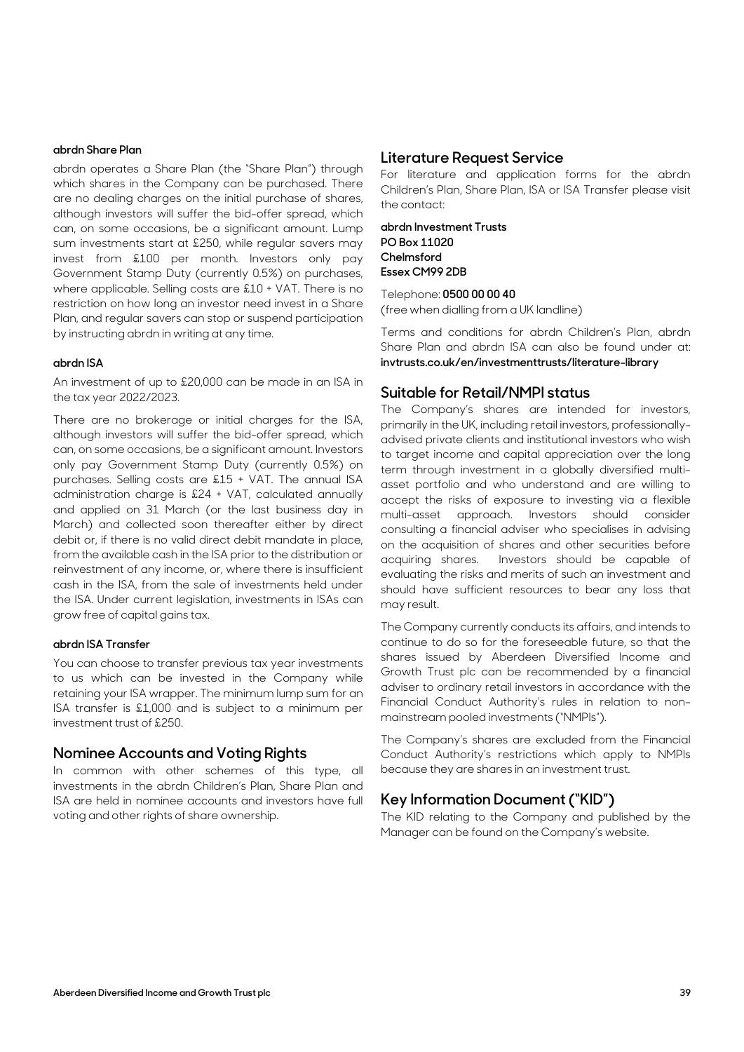### abrdn Share Plan

abrdn operates a Share Plan (the "Share Plan") through which shares in the Company can be purchased. There are no dealing charges on the initial purchase of shares, although investors will suffer the bid-offer spread, which can, on some occasions, be a significant amount. Lump sum investments start at £250, while regular savers may invest from £100 per month. Investors only pay Government Stamp Duty (currently 0.5%) on purchases, where applicable. Selling costs are £10 + VAT. There is no restriction on how long an investor need invest in a Share Plan, and regular savers can stop or suspend participation by instructing abrdn in writing at any time.

### abrdn ISA

An investment of up to £20,000 can be made in an ISA in the tax year 2022/2023.

There are no brokerage or initial charges for the ISA, although investors will suffer the bid-offer spread, which can, on some occasions, be a significant amount. Investors only pay Government Stamp Duty (currently 0.5%) on purchases. Selling costs are £15 + VAT. The annual ISA administration charge is £24 + VAT, calculated annually and applied on 31 March (or the last business day in March) and collected soon thereafter either by direct debit or, if there is no valid direct debit mandate in place, from the available cash in the ISA prior to the distribution or reinvestment of any income, or, where there is insufficient cash in the ISA, from the sale of investments held under the ISA. Under current legislation, investments in ISAs can grow free of capital gains tax.

### abrdn ISA Transfer

You can choose to transfer previous tax year investments to us which can be invested in the Company while retaining your ISA wrapper. The minimum lump sum for an ISA transfer is £1,000 and is subject to a minimum per investment trust of £250.

## Nominee Accounts and Voting Rights

In common with other schemes of this type, all investments in the abrdn Children's Plan, Share Plan and ISA are held in nominee accounts and investors have full voting and other rights of share ownership.

## Literature Request Service

For literature and application forms for the abrdn Children's Plan, Share Plan, ISA or ISA Transfer please visit the contact:

**abrdn Investment Trusts**
**PO Box 11020**
**Chelmsford**
**Essex CM99 2DB**

Telephone: **0500 00 00 40**
(free when dialling from a UK landline)

Terms and conditions for abrdn Children's Plan, abrdn Share Plan and abrdn ISA can also be found under at: **invtrusts.co.uk/en/investmenttrusts/literature-library**

## Suitable for Retail/NMPI status

The Company's shares are intended for investors, primarily in the UK, including retail investors, professionally-advised private clients and institutional investors who wish to target income and capital appreciation over the long term through investment in a globally diversified multi-asset portfolio and who understand and are willing to accept the risks of exposure to investing via a flexible multi-asset approach. Investors should consider consulting a financial adviser who specialises in advising on the acquisition of shares and other securities before acquiring shares. Investors should be capable of evaluating the risks and merits of such an investment and should have sufficient resources to bear any loss that may result.

The Company currently conducts its affairs, and intends to continue to do so for the foreseeable future, so that the shares issued by Aberdeen Diversified Income and Growth Trust plc can be recommended by a financial adviser to ordinary retail investors in accordance with the Financial Conduct Authority's rules in relation to non-mainstream pooled investments ("NMPIs").

The Company's shares are excluded from the Financial Conduct Authority's restrictions which apply to NMPIs because they are shares in an investment trust.

## Key Information Document ("KID")

The KID relating to the Company and published by the Manager can be found on the Company's website.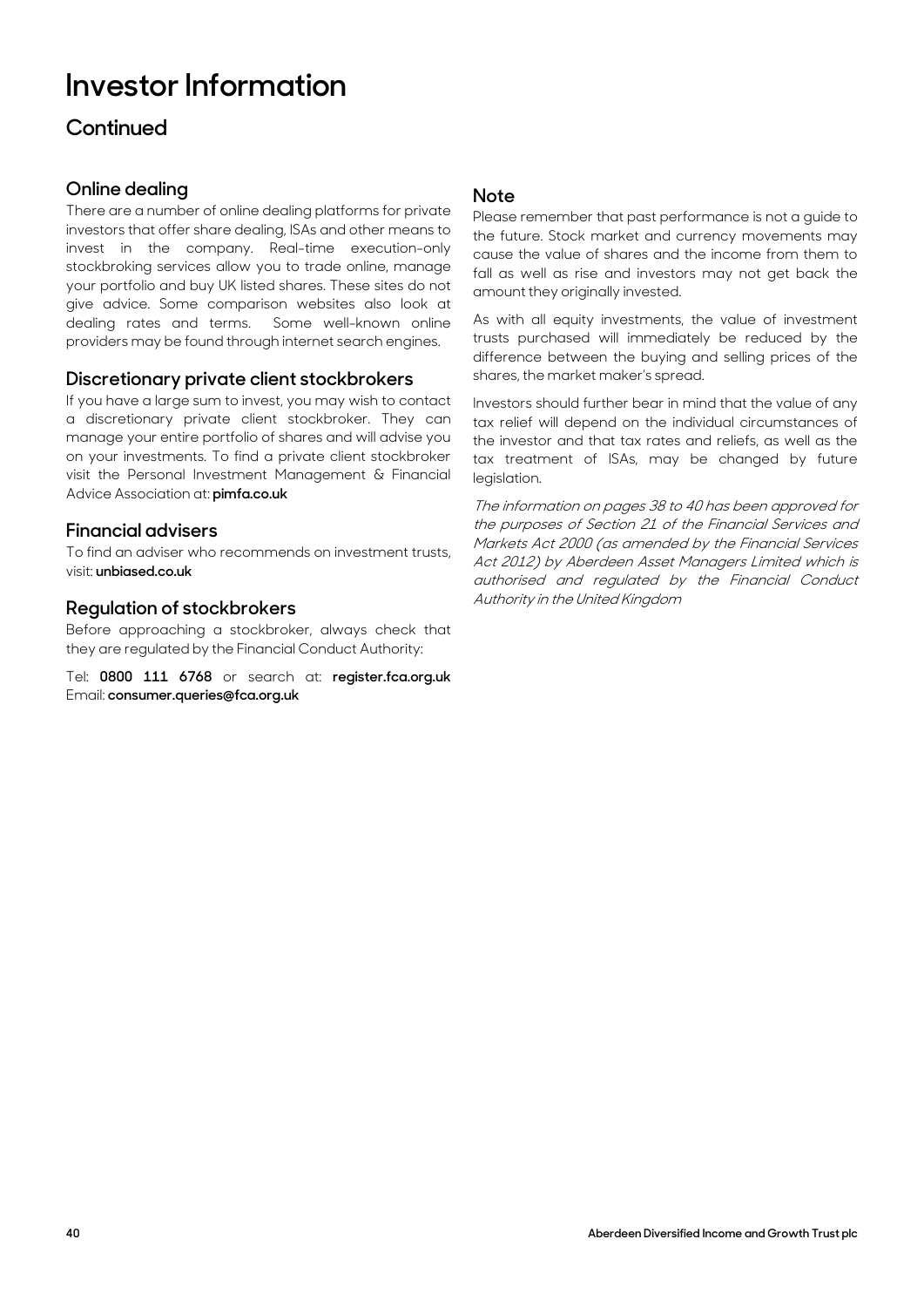# Investor Information

## Continued

### Online dealing

There are a number of online dealing platforms for private investors that offer share dealing, ISAs and other means to invest in the company. Real-time execution-only stockbroking services allow you to trade online, manage your portfolio and buy UK listed shares. These sites do not give advice. Some comparison websites also look at dealing rates and terms. Some well-known online providers may be found through internet search engines.

### Discretionary private client stockbrokers

If you have a large sum to invest, you may wish to contact a discretionary private client stockbroker. They can manage your entire portfolio of shares and will advise you on your investments. To find a private client stockbroker visit the Personal Investment Management & Financial Advice Association at: **pimfa.co.uk**

### Financial advisers

To find an adviser who recommends on investment trusts, visit: **unbiased.co.uk**

### Regulation of stockbrokers

Before approaching a stockbroker, always check that they are regulated by the Financial Conduct Authority:

Tel: **0800 111 6768** or search at: **register.fca.org.uk**
Email: **consumer.queries@fca.org.uk**

### Note

Please remember that past performance is not a guide to the future. Stock market and currency movements may cause the value of shares and the income from them to fall as well as rise and investors may not get back the amount they originally invested.

As with all equity investments, the value of investment trusts purchased will immediately be reduced by the difference between the buying and selling prices of the shares, the market maker's spread.

Investors should further bear in mind that the value of any tax relief will depend on the individual circumstances of the investor and that tax rates and reliefs, as well as the tax treatment of ISAs, may be changed by future legislation.

*The information on pages 38 to 40 has been approved for the purposes of Section 21 of the Financial Services and Markets Act 2000 (as amended by the Financial Services Act 2012) by Aberdeen Asset Managers Limited which is authorised and regulated by the Financial Conduct Authority in the United Kingdom*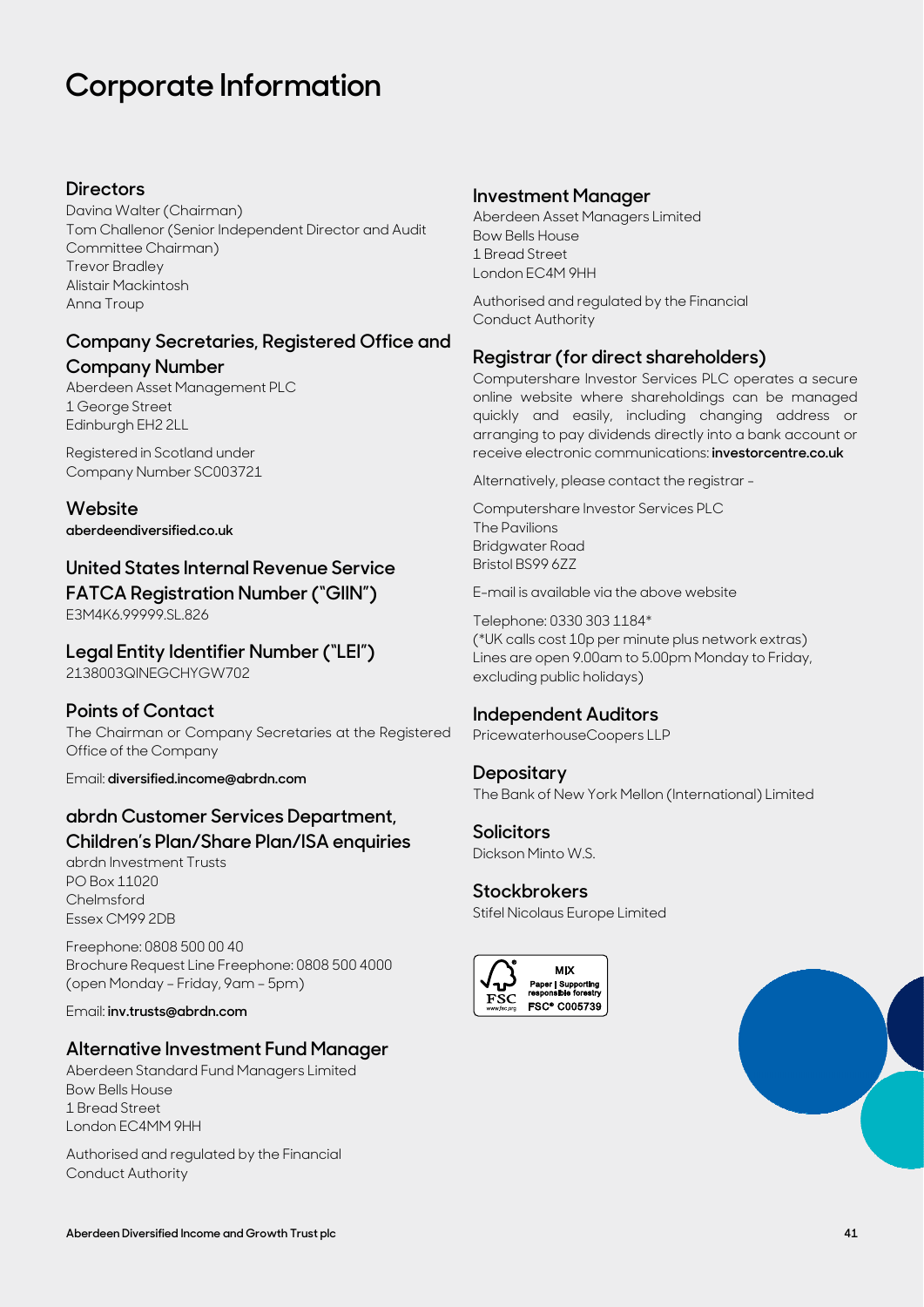# Corporate Information

## Directors

Davina Walter (Chairman)
Tom Challenor (Senior Independent Director and Audit Committee Chairman)
Trevor Bradley
Alistair Mackintosh
Anna Troup

## Company Secretaries, Registered Office and Company Number

Aberdeen Asset Management PLC
1 George Street
Edinburgh EH2 2LL

Registered in Scotland under Company Number SC003721

## Website

**aberdeendiversified.co.uk**

## United States Internal Revenue Service FATCA Registration Number ("GIIN")

E3M4K6.99999.SL.826

## Legal Entity Identifier Number ("LEI")

2138003QINEGCHYGW702

## Points of Contact

The Chairman or Company Secretaries at the Registered Office of the Company

Email: **diversified.income@abrdn.com**

## abrdn Customer Services Department, Children's Plan/Share Plan/ISA enquiries

abrdn Investment Trusts
PO Box 11020
Chelmsford
Essex CM99 2DB

Freephone: 0808 500 00 40
Brochure Request Line Freephone: 0808 500 4000
(open Monday – Friday, 9am – 5pm)

Email: **inv.trusts@abrdn.com**

## Alternative Investment Fund Manager

Aberdeen Standard Fund Managers Limited
Bow Bells House
1 Bread Street
London EC4MM 9HH

Authorised and regulated by the Financial Conduct Authority

## Investment Manager

Aberdeen Asset Managers Limited
Bow Bells House
1 Bread Street
London EC4M 9HH

Authorised and regulated by the Financial Conduct Authority

## Registrar (for direct shareholders)

Computershare Investor Services PLC operates a secure online website where shareholdings can be managed quickly and easily, including changing address or arranging to pay dividends directly into a bank account or receive electronic communications: **investorcentre.co.uk**

Alternatively, please contact the registrar –

Computershare Investor Services PLC
The Pavilions
Bridgwater Road
Bristol BS99 6ZZ

E-mail is available via the above website

Telephone: 0330 303 1184*
(*UK calls cost 10p per minute plus network extras)
Lines are open 9.00am to 5.00pm Monday to Friday, excluding public holidays)

## Independent Auditors

PricewaterhouseCoopers LLP

## Depositary

The Bank of New York Mellon (International) Limited

## Solicitors

Dickson Minto W.S.

## Stockbrokers

Stifel Nicolaus Europe Limited

FSC MIX Paper | Supporting responsible forestry FSC® C005739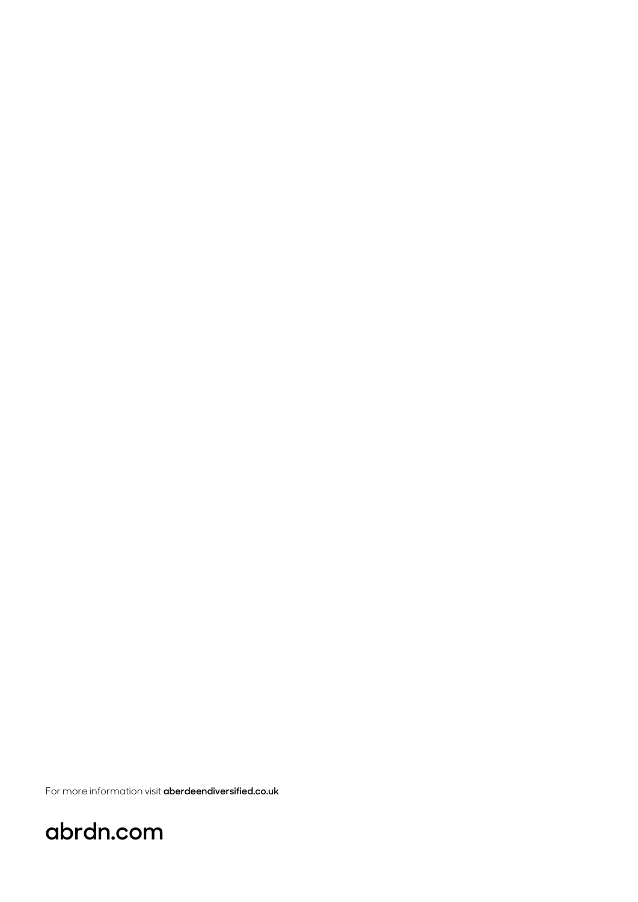For more information visit **aberdeendiversified.co.uk**

**abrdn.com**